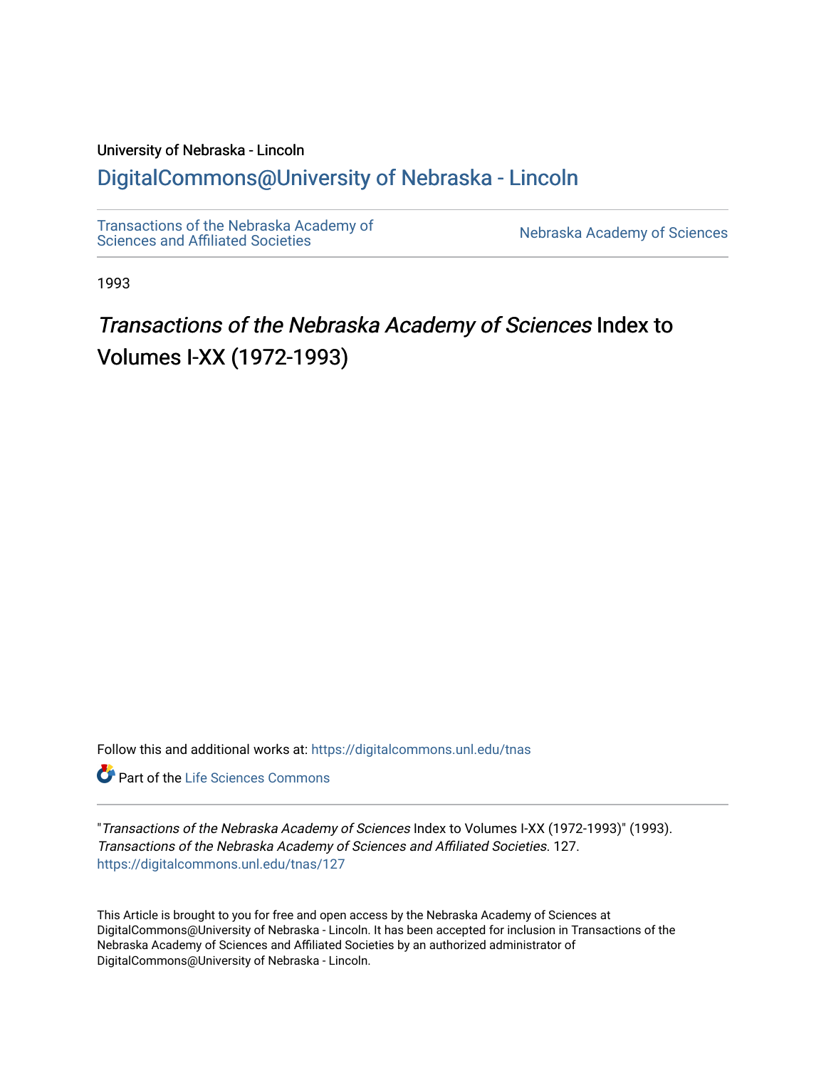University of Nebraska - Lincoln

# DigitalCommons@University of Nebraska - Lincoln

Transactions of the Nebraska Academy of Sciences and Affiliated Societies | Nebraska Academy of Sciences

1993

## *Transactions of the Nebraska Academy of Sciences* Index to Volumes I-XX (1972-1993)

Follow this and additional works at: https://digitalcommons.unl.edu/tnas

Part of the Life Sciences Commons

"*Transactions of the Nebraska Academy of Sciences* Index to Volumes I-XX (1972-1993)" (1993). *Transactions of the Nebraska Academy of Sciences and Affiliated Societies*. 127.
https://digitalcommons.unl.edu/tnas/127

This Article is brought to you for free and open access by the Nebraska Academy of Sciences at DigitalCommons@University of Nebraska - Lincoln. It has been accepted for inclusion in Transactions of the Nebraska Academy of Sciences and Affiliated Societies by an authorized administrator of DigitalCommons@University of Nebraska - Lincoln.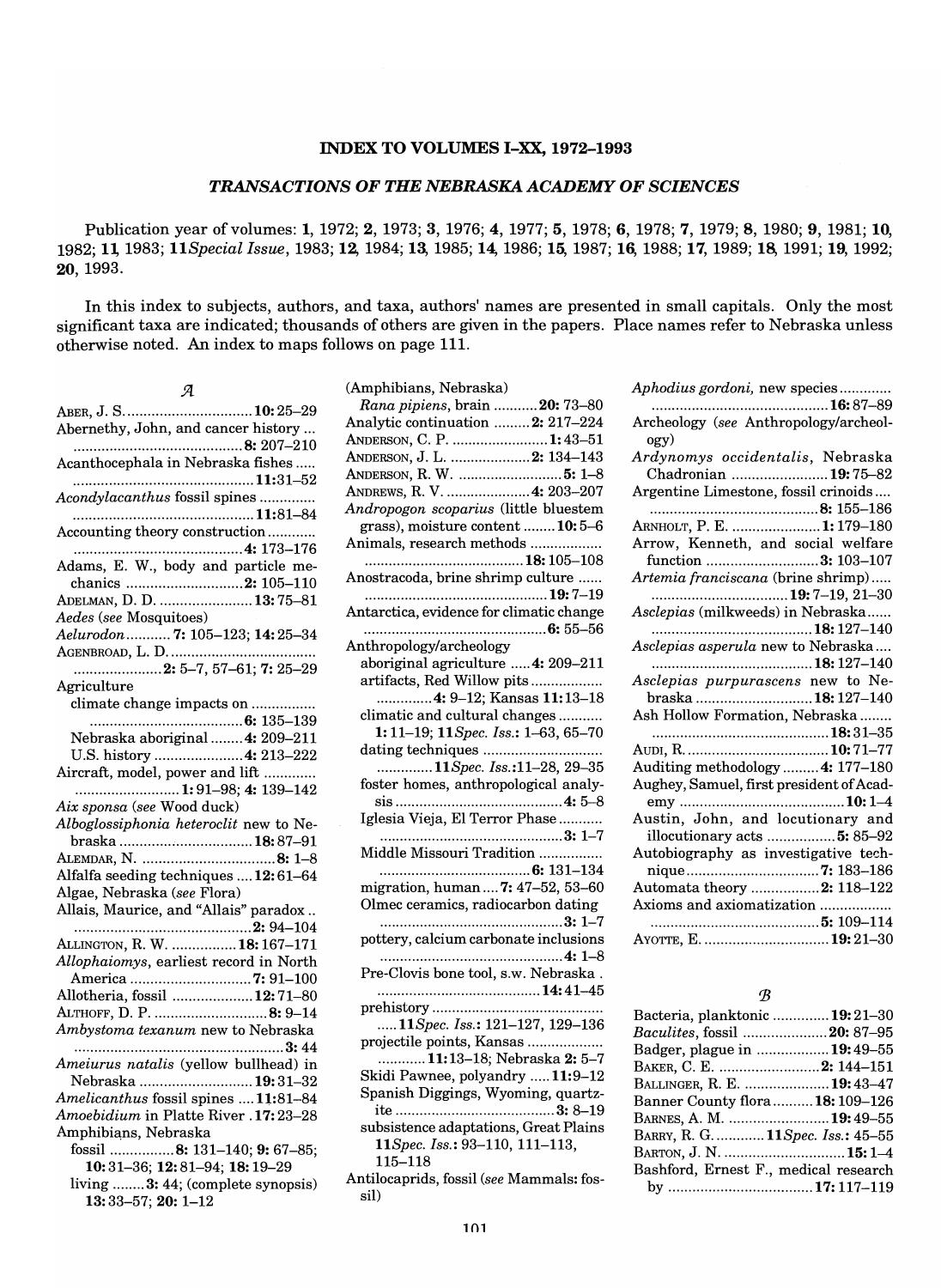# INDEX TO VOLUMES I–XX, 1972–1993

## *TRANSACTIONS OF THE NEBRASKA ACADEMY OF SCIENCES*

Publication year of volumes: **1**, 1972; **2**, 1973; **3**, 1976; **4**, 1977; **5**, 1978; **6**, 1978; **7**, 1979; **8**, 1980; **9**, 1981; **10**, 1982; **11**, 1983; **11** *Special Issue*, 1983; **12**, 1984; **13**, 1985; **14**, 1986; **15**, 1987; **16**, 1988; **17**, 1989; **18**, 1991; **19**, 1992; **20**, 1993.

In this index to subjects, authors, and taxa, authors' names are presented in small capitals. Only the most significant taxa are indicated; thousands of others are given in the papers. Place names refer to Nebraska unless otherwise noted. An index to maps follows on page 111.

### A

ABER, J. S. .......... **10:** 25–29
Abernethy, John, and cancer history .......... **8:** 207–210
Acanthocephala in Nebraska fishes .......... **11:** 31–52
*Acondylacanthus* fossil spines .......... **11:** 81–84
Accounting theory construction .......... **4:** 173–176
Adams, E. W., body and particle mechanics .......... **2:** 105–110
ADELMAN, D. D. .......... **13:** 75–81
*Aedes* (*see* Mosquitoes)
*Aelurodon* .......... **7:** 105–123; **14:** 25–34
AGENBROAD, L. D. .......... **2:** 5–7, 57–61; **7:** 25–29
Agriculture
- climate change impacts on .......... **6:** 135–139
- Nebraska aboriginal .......... **4:** 209–211
- U.S. history .......... **4:** 213–222

Aircraft, model, power and lift .......... **1:** 91–98; **4:** 139–142
*Aix sponsa* (*see* Wood duck)
*Alboglossiphonia heteroclit* new to Nebraska .......... **18:** 87–91
ALEMDAR, N. .......... **8:** 1–8
Alfalfa seeding techniques .......... **12:** 61–64
Algae, Nebraska (*see* Flora)
Allais, Maurice, and "Allais" paradox .......... **2:** 94–104
ALLINGTON, R. W. .......... **18:** 167–171
*Allophaiomys*, earliest record in North America .......... **7:** 91–100
Allotheria, fossil .......... **12:** 71–80
ALTHOFF, D. P. .......... **8:** 9–14
*Ambystoma texanum* new to Nebraska .......... **3:** 44
*Ameiurus natalis* (yellow bullhead) in Nebraska .......... **19:** 31–32
*Amelicanthus* fossil spines .......... **11:** 81–84
*Amoebidium* in Platte River .......... **17:** 23–28
Amphibians, Nebraska
- fossil .......... **8:** 131–140; **9:** 67–85; **10:** 31–36; **12:** 81–94; **18:** 19–29
- living .......... **3:** 44; (complete synopsis) **13:** 33–57; **20:** 1–12

(Amphibians, Nebraska)
- *Rana pipiens*, brain .......... **20:** 73–80

Analytic continuation .......... **2:** 217–224
ANDERSON, C. P. .......... **1:** 43–51
ANDERSON, J. L. .......... **2:** 134–143
ANDERSON, R. W. .......... **5:** 1–8
ANDREWS, R. V. .......... **4:** 203–207
*Andropogon scoparius* (little bluestem grass), moisture content .......... **10:** 5–6
Animals, research methods .......... **18:** 105–108
Anostracoda, brine shrimp culture .......... **19:** 7–19
Antarctica, evidence for climatic change .......... **6:** 55–56
Anthropology/archeology
- aboriginal agriculture .......... **4:** 209–211
- artifacts, Red Willow pits .......... **4:** 9–12; Kansas **11:** 13–18
- climatic and cultural changes .......... **1:** 11–19; **11** *Spec. Iss.*: 1–63, 65–70
- dating techniques .......... **11** *Spec. Iss.*: 11–28, 29–35
- foster homes, anthropological analysis .......... **4:** 5–8
- Iglesia Vieja, El Terror Phase .......... **3:** 1–7
- Middle Missouri Tradition .......... **6:** 131–134
- migration, human .......... **7:** 47–52, 53–60
- Olmec ceramics, radiocarbon dating .......... **3:** 1–7
- pottery, calcium carbonate inclusions .......... **4:** 1–8
- Pre-Clovis bone tool, s.w. Nebraska .......... **14:** 41–45
- prehistory .......... **11** *Spec. Iss.*: 121–127, 129–136
- projectile points, Kansas .......... **11:** 13–18; Nebraska **2:** 5–7
- Skidi Pawnee, polyandry .......... **11:** 9–12
- Spanish Diggings, Wyoming, quartzite .......... **3:** 8–19
- subsistence adaptations, Great Plains **11** *Spec. Iss.*: 93–110, 111–113, 115–118

Antilocaprids, fossil (*see* Mammals: fossil)
*Aphodius gordoni*, new species .......... **16:** 87–89
Archeology (*see* Anthropology/archeology)
*Ardynomys occidentalis*, Nebraska Chadronian .......... **19:** 75–82
Argentine Limestone, fossil crinoids .......... **8:** 155–186
ARNHOLT, P. E. .......... **1:** 179–180
Arrow, Kenneth, and social welfare function .......... **3:** 103–107
*Artemia franciscana* (brine shrimp) .......... **19:** 7–19, 21–30
*Asclepias* (milkweeds) in Nebraska .......... **18:** 127–140
*Asclepias asperula* new to Nebraska .......... **18:** 127–140
*Asclepias purpurascens* new to Nebraska .......... **18:** 127–140
Ash Hollow Formation, Nebraska .......... **18:** 31–35
AUDI, R. .......... **10:** 71–77
Auditing methodology .......... **4:** 177–180
Aughey, Samuel, first president of Academy .......... **10:** 1–4
Austin, John, and locutionary and illocutionary acts .......... **5:** 85–92
Autobiography as investigative technique .......... **7:** 183–186
Automata theory .......... **2:** 118–122
Axioms and axiomatization .......... **5:** 109–114
AYOTTE, E. .......... **19:** 21–30

### B

Bacteria, planktonic .......... **19:** 21–30
*Baculites*, fossil .......... **20:** 87–95
Badger, plague in .......... **19:** 49–55
BAKER, C. E. .......... **2:** 144–151
BALLINGER, R. E. .......... **19:** 43–47
Banner County flora .......... **18:** 109–126
BARNES, A. M. .......... **19:** 49–55
BARRY, R. G. .......... **11** *Spec. Iss.*: 45–55
BARTON, J. N. .......... **15:** 1–4
Bashford, Ernest F., medical research by .......... **17:** 117–119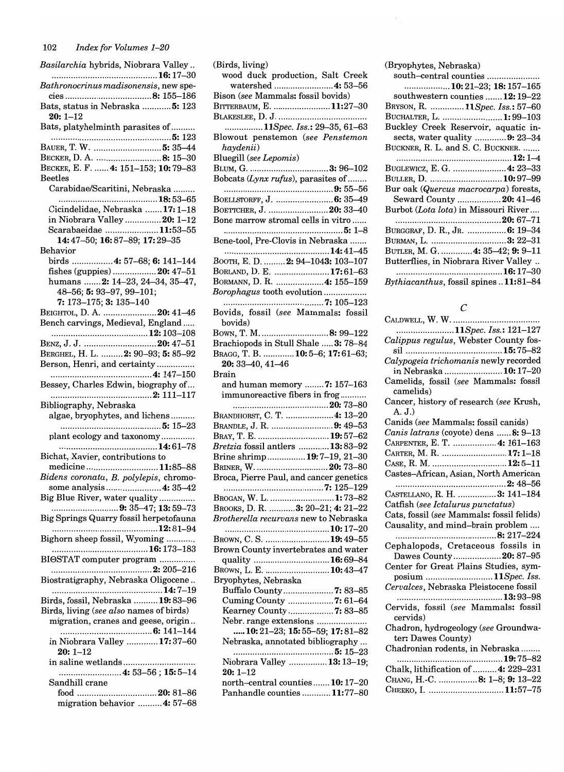*Basilarchia* hybrids, Niobrara Valley .. 16: 17–30

*Bathronocrinus madisonensis*, new species 8: 155–186

Bats, status in Nebraska 5: 123; 20: 1–12

Bats, platyhelminth parasites of 5: 123

BAUER, T. W. 5: 35–44

BECKER, D. A. 8: 15–30

BECKER, E. F. 4: 151–153; 10: 79–83

Beetles
- Carabidae/Scaritini, Nebraska 18: 53–65
- Cicindelidae, Nebraska 17: 1–18
- in Niobrara Valley 20: 1–12
- Scarabaeidae 11: 53–55; 14: 47–50; 16: 87–89; 17: 29–35

Behavior
- birds 4: 57–68; 6: 141–144
- fishes (guppies) 20: 47–51
- humans 2: 14–23, 24–34, 35–47, 48–56; 5: 93–97, 99–101; 7: 173–175; 3: 135–140

BEIGHTOL, D. A. 20: 41–46

Bench carvings, Medieval, England 12: 103–108

BENZ, J. J. 20: 47–51

BERGHEL, H. L. 2: 90–93; 5: 85–92

Berson, Henri, and certainty 4: 147–150

Bessey, Charles Edwin, biography of 2: 111–117

Bibliography, Nebraska
- algae, bryophytes, and lichens 5: 15–23
- plant ecology and taxonomy 14: 61–78

Bichat, Xavier, contributions to medicine 11: 85–88

*Bidens coronata*, *B. polylepis*, chromosome analysis 4: 35–42

Big Blue River, water quality 9: 35–47; 13: 59–73

Big Springs Quarry fossil herpetofauna 12: 81–94

Bighorn sheep fossil, Wyoming 16: 173–183

BIΘSTAT computer program 2: 205–216

Biostratigraphy, Nebraska Oligocene 14: 7–19

Birds, fossil, Nebraska 19: 83–96

Birds, living (*see also* names of birds)
- migration, cranes and geese, origin 6: 141–144
- in Niobrara Valley 17: 37–60; 20: 1–12
- in saline wetlands 4: 53–56; 15: 5–14
- Sandhill crane
  - food 20: 81–86
  - migration behavior 4: 57–68

(Birds, living)
- wood duck production, Salt Creek watershed 4: 53–56

Bison (*see* Mammals: fossil bovids)

BITTERBAUM, E. 11: 27–30

BLAKESLEE, D. J. 11 *Spec. Iss.*: 29–35, 61–63

Blowout penstemon (*see Penstemon haydenii*)

Bluegill (*see Lepomis*)

BLUM, G. 3: 96–102

Bobcats (*Lynx rufus*), parasites of 9: 55–56

BOELLSTORFF, J. 6: 35–49

BOETTCHER, J. 20: 33–40

Bone marrow stromal cells in vitro 5: 1–8

Bone-tool, Pre-Clovis in Nebraska 14: 41–45

BOOTH, E. D. 2: 94–1043: 103–107

BORLAND, D. E. 17: 61–63

BORMANN, D. R. 4: 155–159

*Borophagus* tooth evolution 7: 105–123

Bovids, fossil (*see* Mammals: fossil bovids)

BOWN, T. M. 8: 99–122

Brachiopods in Stull Shale 3: 78–84

BRAGG, T. B. 10: 5–6; 17: 61–63; 20: 33–40, 41–46

Brain
- and human memory 7: 157–163
- immunoreactive fibers in frog 20: 73–80

BRANDHORST, C. T. 4: 13–20

BRANDLE, J. R. 9: 49–53

BRAY, T. E. 19: 57–62

*Bretzia* fossil antlers 13: 83–92

Brine shrimp 19: 7–19, 21–30

BRINER, W. 20: 73–80

Broca, Pierre Paul, and cancer genetics 7: 125–129

BROGAN, W. L. 1: 73–82

BROOKS, D. R. 3: 20–21; 4: 21–22

*Brotherella recurvans* new to Nebraska 10: 17–20

BROWN, C. S. 19: 49–55

Brown County invertebrates and water quality 16: 69–84

BROWN, L. E. 10: 43–47

Bryophytes, Nebraska
- Buffalo County 7: 83–85
- Cuming County 7: 61–64
- Kearney County 7: 83–85
- Nebr. range extensions 10: 21–23; 15: 55–59; 17: 81–82
- Nebraska, annotated bibliography 5: 15–23
- Niobrara Valley 13: 13–19; 20: 1–12
- north–central counties 10: 17–20
- Panhandle counties 11: 77–80

(Bryophytes, Nebraska)
- south–central counties 10: 21–23; 18: 157–165
- southwestern counties 12: 19–22

BRYSON, R. 11 *Spec. Iss.*: 57–60

BUCHALTER, L. 1: 99–103

Buckley Creek Reservoir, aquatic insects, water quality 9: 23–34

BUCKNER, R. L. and S. C. BUCKNER. 12: 1–4

BUGLEWICZ, E. G. 4: 23–33

BULLER, D. 10: 97–99

Bur oak (*Quercus macrocarpa*) forests, Seward County 20: 41–46

Burbot (*Lota lota*) in Missouri River 20: 67–71

BURGGRAF, D. R., JR. 6: 19–34

BURMAN, L. 3: 22–31

BUTLER, M. G. 4: 35–42; 9: 9–11

Butterflies, in Niobrara River Valley 16: 17–30

*Bythiacanthus*, fossil spines 11: 81–84

## C

CALDWELL, W. W. 11 *Spec. Iss.*: 121–127

*Calippus regulus*, Webster County fossil 15: 75–82

*Calypogeia trichomanis* newly recorded in Nebraska 10: 17–20

Camelids, fossil (*see* Mammals: fossil camelids)

Cancer, history of research (*see* Krush, A. J.)

Canids (*see* Mammals: fossil canids)

*Canis latrans* (coyote) dens 8: 9–13

CARPENTER, E. T. 4: 161–163

CARTER, M. R. 17: 1–18

CASE, R. M. 12: 5–11

Castes–African, Asian, North American 2: 48–56

CASTELLANO, R. H. 3: 141–184

Catfish (*see Ictalurus punctatus*)

Cats, fossil (*see* Mammals: fossil felids)

Causality, and mind–brain problem 8: 217–224

Cephalopods, Cretaceous fossils in Dawes County 20: 87–95

Center for Great Plains Studies, symposium 11 *Spec. Iss.*

*Cervalces*, Nebraska Pleistocene fossil 13: 93–98

Cervids, fossil (*see* Mammals: fossil cervids)

Chadron, hydrogeology (*see* Groundwater: Dawes County)

Chadronian rodents, in Nebraska 19: 75–82

Chalk, lithification of 4: 229–231

CHANG, H.-C. 8: 1–8; 9: 13–22

CHEEKO, I. 11: 57–75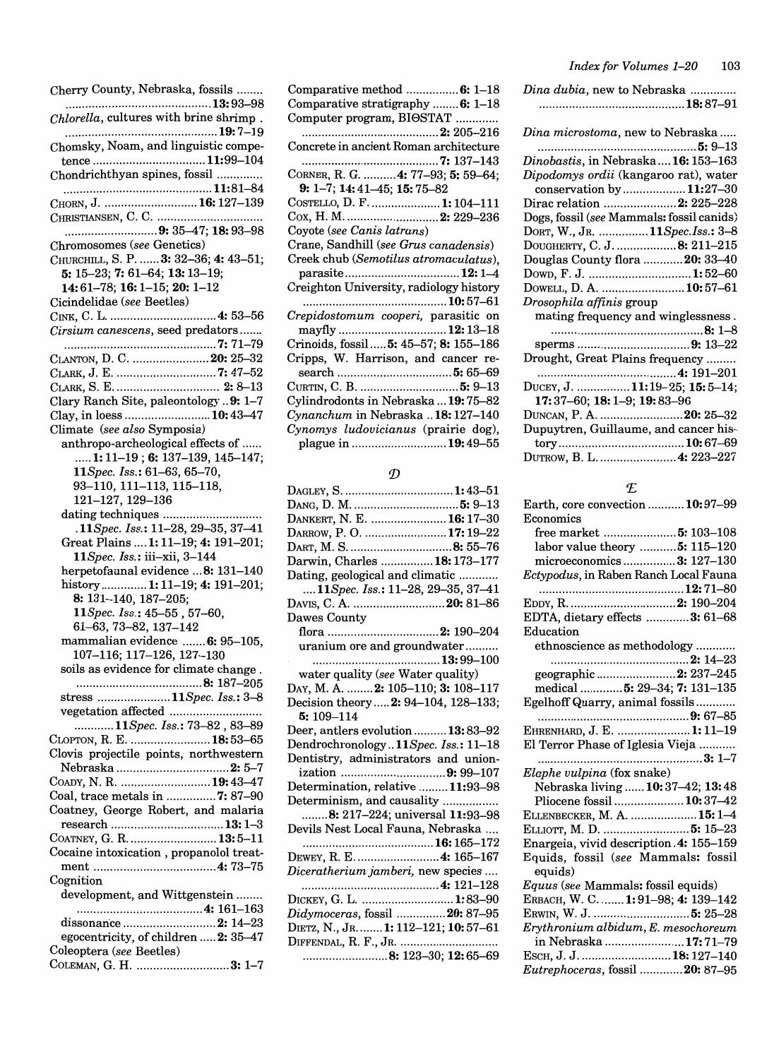Cherry County, Nebraska, fossils ........ ........ 13: 93–98

*Chlorella*, cultures with brine shrimp . ........ 19: 7–19

Chomsky, Noam, and linguistic competence ........ 11: 99–104

Chondrichthyan spines, fossil ........ 11: 81–84

CHORN, J. ........ 16: 127–139

CHRISTIANSEN, C. C. ........ 9: 35–47; 18: 93–98

Chromosomes (*see* Genetics)

CHURCHILL, S. P. ...... 3: 32–36; 4: 43–51; 5: 15–23; 7: 61–64; 13: 13–19; 14: 61–78; 16: 1–15; 20: 1–12

Cicindelidae (*see* Beetles)

CINK, C. L. ........ 4: 53–56

*Cirsium canescens*, seed predators ....... 7: 71–79

CLANTON, D. C. ........ 20: 25–32

CLARK, J. E. ........ 7: 47–52

CLARK, S. E. ........ 2: 8–13

Clary Ranch Site, paleontology .. 9: 1–7

Clay, in loess ........ 10: 43–47

Climate (*see also* Symposia)
- anthropo-archeological effects of ...... 1: 11–19 ; 6: 137–139, 145–147; 11*Spec. Iss.*: 61–63, 65–70, 93–110, 111–113, 115–118, 121–127, 129–136
- dating techniques ........ 11*Spec. Iss.*: 11–28, 29–35, 37–41
- Great Plains .... 1: 11–19; 4: 191–201; 11*Spec. Iss.*: iii–xii, 3–144
- herpetofaunal evidence ... 8: 131–140
- history ........ 1: 11–19; 4: 191–201; 8: 131–140, 187–205; 11*Spec. Iss.*: 45–55 , 57–60, 61–63, 73–82, 137–142
- mammalian evidence ....... 6: 95–105, 107–116; 117–126, 127–130
- soils as evidence for climate change . ........ 8: 187–205
- stress ........ 11*Spec. Iss.*: 3–8
- vegetation affected ........ 11*Spec. Iss.*: 73–82 , 83–89

CLOPTON, R. E. ........ 18: 53–65

Clovis projectile points, northwestern Nebraska ........ 2: 5–7

COADY, N. R. ........ 19: 43–47

Coal, trace metals in ........ 7: 87–90

Coatney, George Robert, and malaria research ........ 13: 1–3

COATNEY, G. R. ........ 13: 5–11

Cocaine intoxication , propanolol treatment ........ 4: 73–75

Cognition
- development, and Wittgenstein ........ 4: 161–163
- dissonance ........ 2: 14–23
- egocentricity, of children ..... 2: 35–47

Coleoptera (*see* Beetles)

COLEMAN, G. H. ........ 3: 1–7

Comparative method ........ 6: 1–18

Comparative stratigraphy ........ 6: 1–18

Computer program, BIΘSTAT ........ 2: 205–216

Concrete in ancient Roman architecture ........ 7: 137–143

CORNER, R. G. .......... 4: 77–93; 5: 59–64; 9: 1–7; 14: 41–45; 15: 75–82

COSTELLO, D. F. ........ 1: 104–111

COX, H. M. ........ 2: 229–236

Coyote (*see Canis latrans*)

Crane, Sandhill (*see Grus canadensis*)

Creek chub (*Semotilus atromaculatus*), parasite ........ 12: 1–4

Creighton University, radiology history ........ 10: 57–61

*Crepidostomum cooperi*, parasitic on mayfly ........ 12: 13–18

Crinoids, fossil ..... 5: 45–57; 8: 155–186

Cripps, W. Harrison, and cancer research ........ 5: 65–69

CURTIN, C. B. ........ 5: 9–13

Cylindrodonts in Nebraska ... 19: 75–82

*Cynanchum* in Nebraska .. 18: 127–140

*Cynomys ludovicianus* (prairie dog), plague in ........ 19: 49–55

## D

DAGLEY, S. ........ 1: 43–51

DANG, D. M. ........ 5: 9–13

DANKERT, N. E. ........ 16: 17–30

DARROW, P. O. ........ 17: 19–22

DART, M. S. ........ 8: 55–76

Darwin, Charles ........ 18: 173–177

Dating, geological and climatic ........ 11*Spec. Iss.*: 11–28, 29–35, 37–41

DAVIS, C. A. ........ 20: 81–86

Dawes County
- flora ........ 2: 190–204
- uranium ore and groundwater ........ 13: 99–100
- water quality (*see* Water quality)

DAY, M. A. ........ 2: 105–110; 3: 108–117

Decision theory ..... 2: 94–104, 128–133; 5: 109–114

Deer, antlers evolution ........ 13: 83–92

Dendrochronology .. 11*Spec. Iss.*: 11–18

Dentistry, administrators and unionization ........ 9: 99–107

Determination, relative ........ 11: 93–98

Determinism, and causality ........ 8: 217–224; universal 11: 93–98

Devils Nest Local Fauna, Nebraska .... ........ 16: 165–172

DEWEY, R. E. ........ 4: 165–167

*Diceratherium jamberi*, new species .... ........ 4: 121–128

DICKEY, G. L. ........ 1: 83–90

*Didymoceras*, fossil ........ 20: 87–95

DIETZ, N., JR. ....... 1: 112–121; 10: 57–61

DIFFENDAL, R. F., JR. ........ 8: 123–30; 12: 65–69

*Dina dubia*, new to Nebraska ........ 18: 87–91

*Dina microstoma*, new to Nebraska ..... ........ 5: 9–13

*Dinobastis*, in Nebraska .... 16: 153–163

*Dipodomys ordii* (kangaroo rat), water conservation by ........ 11: 27–30

Dirac relation ........ 2: 225–228

Dogs, fossil (*see* Mammals: fossil canids)

DORT, W., JR. ........ 11*Spec.Iss.*: 3–8

DOUGHERTY, C. J. ........ 8: 211–215

Douglas County flora ........ 20: 33–40

DOWD, F. J. ........ 1: 52–60

DOWELL, D. A. ........ 10: 57–61

*Drosophila affinis* group
- mating frequency and winglessness . ........ 8: 1–8
- sperms ........ 9: 13–22

Drought, Great Plains frequency ........ 4: 191–201

DUCEY, J. ........ 11: 19–25; 15: 5–14; 17: 37–60; 18: 1–9; 19: 83–96

DUNCAN, P. A. ........ 20: 25–32

Dupuytren, Guillaume, and cancer history ........ 10: 67–69

DUTROW, B. L. ........ 4: 223–227

## E

Earth, core convection ........ 10: 97–99

Economics
- free market ........ 5: 103–108
- labor value theory ........ 5: 115–120
- microeconomics ........ 3: 127–130

*Ectypodus*, in Raben Ranch Local Fauna ........ 12: 71–80

EDDY, R. ........ 2: 190–204

EDTA, dietary effects ........ 3: 61–68

Education
- ethnoscience as methodology ........ 2: 14–23
- geographic ........ 2: 237–245
- medical ........ 5: 29–34; 7: 131–135

Egelhoff Quarry, animal fossils ........ 9: 67–85

EHRENHARD, J. E. ........ 1: 11–19

El Terror Phase of Iglesia Vieja ........ 3: 1–7

*Elaphe vulpina* (fox snake)
- Nebraska living ...... 10: 37–42; 13: 48
- Pliocene fossil ........ 10: 37–42

ELLENBECKER, M. A. ........ 15: 1–4

ELLIOTT, M. D. ........ 5: 15–23

Enargeia, vivid description . 4: 155–159

Equids, fossil (*see* Mammals: fossil equids)

*Equus* (*see* Mammals: fossil equids)

ERBACH, W. C. ....... 1: 91–98; 4: 139–142

ERWIN, W. J. ........ 5: 25–28

*Erythronium albidum, E. mesochoreum* in Nebraska ........ 17: 71–79

ESCH, J. J. ........ 18: 127–140

*Eutrephoceras*, fossil ........ 20: 87–95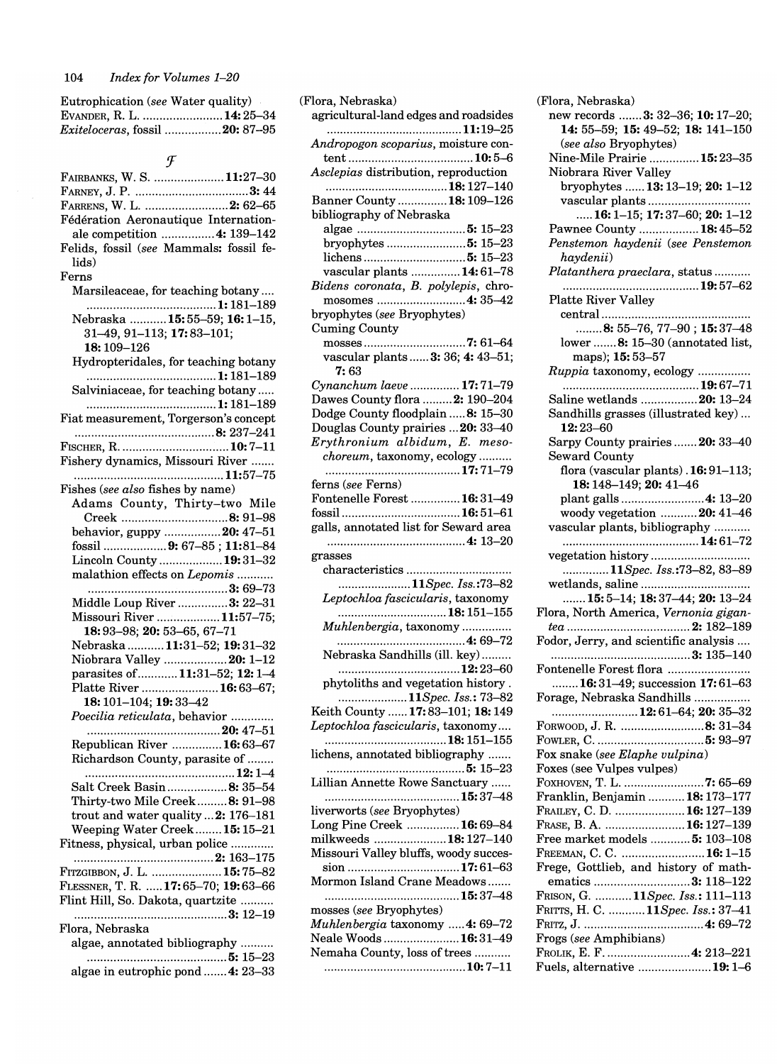Eutrophication (*see* Water quality)
EVANDER, R. L. ........................ **14:** 25–34
*Exiteloceras*, fossil ................. **20:** 87–95

## *F*

FAIRBANKS, W. S. ..................... **11:** 27–30
FARNEY, J. P. .................................. **3:** 44
FARRENS, W. L. ......................... **2:** 62–65
Fédération Aeronautique Internationale competition ................ **4:** 139–142
Felids, fossil (*see* Mammals: fossil felids)
Ferns
  Marsileaceae, for teaching botany ....
  ........................................ **1:** 181–189
  Nebraska ........... **15:** 55–59; **16:** 1–15, 31–49, 91–113; **17:** 83–101; **18:** 109–126
  Hydropteridales, for teaching botany
  ........................................ **1:** 181–189
  Salviniaceae, for teaching botany .....
  ........................................ **1:** 181–189
Fiat measurement, Torgerson's concept
  ........................................... **8:** 237–241
FISCHER, R. ................................ **10:** 7–11
Fishery dynamics, Missouri River .......
  ............................................. **11:** 57–75
Fishes (*see also* fishes by name)
  Adams County, Thirty-two Mile Creek ................................ **8:** 91–98
  behavior, guppy ................. **20:** 47–51
  fossil ................... **9:** 67–85 ; **11:** 81–84
  Lincoln County .................. **19:** 31–32
  malathion effects on *Lepomis* ...........
  ........................................... **3:** 69–73
  Middle Loup River ............... **3:** 22–31
  Missouri River ................... **11:** 57–75; **18:** 93–98; **20:** 53–65, 67–71
  Nebraska ........... **11:** 31–52; **19:** 31–32
  Niobrara Valley ................... **20:** 1–12
  parasites of ............ **11:** 31–52; **12:** 1–4
  Platte River ....................... **16:** 63–67; **18:** 101–104; **19:** 33–42
  *Poecilia reticulata*, behavior ............
  ......................................... **20:** 47–51
  Republican River ............... **16:** 63–67
  Richardson County, parasite of ........
  ............................................. **12:** 1–4
  Salt Creek Basin .................. **8:** 35–54
  Thirty-two Mile Creek ......... **8:** 91–98
  trout and water quality ... **2:** 176–181
  Weeping Water Creek ........ **15:** 15–21
Fitness, physical, urban police ............
  .......................................... **2:** 163–175
FITZGIBBON, J. L. ..................... **15:** 75–82
FLESSNER, T. R. ..... **17:** 65–70; **19:** 63–66
Flint Hill, So. Dakota, quartzite ..........
  ............................................... **3:** 12–19
Flora, Nebraska
  algae, annotated bibliography ..........
  ............................................. **5:** 15–23
  algae in eutrophic pond ....... **4:** 23–33

(Flora, Nebraska)
  agricultural-land edges and roadsides
  ........................................ **11:** 19–25
  *Andropogon scoparius*, moisture content ..................................... **10:** 5–6
  *Asclepias* distribution, reproduction
  ...................................... **18:** 127–140
  Banner County .............. **18:** 109–126
  bibliography of Nebraska
    algae ................................ **5:** 15–23
    bryophytes ........................ **5:** 15–23
    lichens .............................. **5:** 15–23
    vascular plants ............... **14:** 61–78
  *Bidens coronata*, *B. polylepis*, chromosomes ........................... **4:** 35–42
  bryophytes (*see* Bryophytes)
  Cuming County
    mosses ............................... **7:** 61–64
    vascular plants ...... **3:** 36; **4:** 43–51; **7:** 63
  *Cynanchum laeve* ............... **17:** 71–79
  Dawes County flora ......... **2:** 190–204
  Dodge County floodplain ..... **8:** 15–30
  Douglas County prairies ... **20:** 33–40
  *Erythronium albidum*, *E. mesochoreum*, taxonomy, ecology ..........
  ......................................... **17:** 71–79
  ferns (*see* Ferns)
  Fontenelle Forest ............... **16:** 31–49
  fossil .................................... **16:** 51–61
  galls, annotated list for Seward area
  ............................................. **4:** 13–20
  grasses
    characteristics ................................
    ...................... **11***Spec. Iss.*:73–82
    *Leptochloa fascicularis*, taxonomy
    .................................. **18:** 151–155
    *Muhlenbergia*, taxonomy ..............
    ........................................ **4:** 69–72
    Nebraska Sandhills (ill. key) ..........
    ...................................... **12:** 23–60
    phytoliths and vegetation history .
    ..................... **11***Spec. Iss.*: 73–82
  Keith County ...... **17:** 83–101; **18:** 149
  *Leptochloa fascicularis*, taxonomy ....
  ..................................... **18:** 151–155
  lichens, annotated bibliography .......
  ............................................. **5:** 15–23
  Lillian Annette Rowe Sanctuary ......
  ........................................... **15:** 37–48
  liverworts (*see* Bryophytes)
  Long Pine Creek ................ **16:** 69–84
  milkweeds ...................... **18:** 127–140
  Missouri Valley bluffs, woody succession .................................. **17:** 61–63
  Mormon Island Crane Meadows .......
  ........................................... **15:** 37–48
  mosses (*see* Bryophytes)
  *Muhlenbergia* taxonomy ..... **4:** 69–72
  Neale Woods ....................... **16:** 31–49
  Nemaha County, loss of trees ...........
  ........................................... **10:** 7–11

(Flora, Nebraska)
  new records ....... **3:** 32–36; **10:** 17–20; **14:** 55–59; **15:** 49–52; **18:** 141–150 (*see also* Bryophytes)
  Nine-Mile Prairie ............... **15:** 23–35
  Niobrara River Valley
    bryophytes ...... **13:** 13–19; **20:** 1–12
    vascular plants ..............................
    ..... **16:** 1–15; **17:** 37–60; **20:** 1–12
  Pawnee County .................. **18:** 45–52
  *Penstemon haydenii* (*see Penstemon haydenii*)
  *Platanthera praeclara*, status ...........
  .......................................... **19:** 57–62
  Platte River Valley
    central .............................................
    ........ **8:** 55–76, 77–90 ; **15:** 37–48
    lower ....... **8:** 15–30 (annotated list, maps); **15:** 53–57
  *Ruppia* taxonomy, ecology ................
  .......................................... **19:** 67–71
  Saline wetlands ................. **20:** 13–24
  Sandhills grasses (illustrated key) ... **12:** 23–60
  Sarpy County prairies ....... **20:** 33–40
  Seward County
    flora (vascular plants) . **16:** 91–113; **18:** 148–149; **20:** 41–46
    plant galls ......................... **4:** 13–20
    woody vegetation ........... **20:** 41–46
  vascular plants, bibliography ...........
  .......................................... **14:** 61–72
  vegetation history ...............................
  ............. **11***Spec. Iss.*:73–82, 83–89
  wetlands, saline .................................
  ....... **15:** 5–14; **18:** 37–44; **20:** 13–24
Flora, North America, *Vernonia gigantea* .................................... **2:** 182–189
Fodor, Jerry, and scientific analysis ....
  .......................................... **3:** 135–140
Fontenelle Forest flora ........................
  ........ **16:** 31–49; succession **17:** 61–63
Forage, Nebraska Sandhills ................
  ......................... **12:** 61–64; **20:** 35–32
FORWOOD, J. R. ......................... **8:** 31–34
FOWLER, C. ................................ **5:** 93–97
Fox snake (*see Elaphe vulpina*)
Foxes (see Vulpes vulpes)
FOXHOVEN, T. L. ........................ **7:** 65–69
Franklin, Benjamin ........... **18:** 173–177
FRAILEY, C. D. ..................... **16:** 127–139
FRASE, B. A. ........................ **16:** 127–139
Free market models ............ **5:** 103–108
FREEMAN, C. C. ......................... **16:** 1–15
Frege, Gottlieb, and history of mathematics ............................. **3:** 118–122
FRISON, G. ........... **11***Spec. Iss.*: 111–113
FRITTS, H. C. ........... **11***Spec. Iss.*: 37–41
FRITZ, J. .................................... **4:** 69–72
Frogs (*see* Amphibians)
FROLIK, E. F. ......................... **4:** 213–221
Fuels, alternative ...................... **19:** 1–6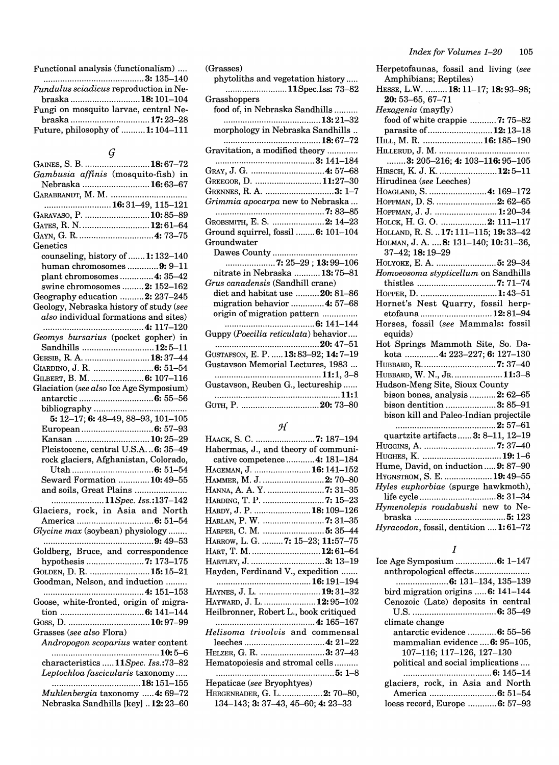Functional analysis (functionalism) .... ..........................................**3:** 135–140

*Fundulus sciadicus* reproduction in Nebraska ............................**18:** 101–104

Fungi on mosquito larvae, central Nebraska ................................**17:** 23–28

Future, philosophy of ..........**1:** 104–111

## *G*

GAINES, S. B. ...........................**18:** 67–72

*Gambusia affinis* (mosquito-fish) in Nebraska ............................**16:** 63–67

GARABRANDT, M. M. ................................ ............................**16:** 31–49, 115–121

GARAVASO, P. ...........................**10:** 85–89

GATES, R. N. ............................**12:** 61–64

GAYN, G. R. ...............................**4:** 73–75

Genetics
- counseling, history of .......**1:** 132–140
- human chromosomes .............**9:** 9–11
- plant chromosomes ..............**4:** 35–42
- swine chromosomes .........**2:** 152–162

Geography education ..........**2:** 237–245

Geology, Nebraska history of study (*see also* individual formations and sites) ..........................................**4:** 117–120

*Geomys bursarius* (pocket gopher) in Sandhills ..............................**12:** 5–11

GERSIB, R. A. ...........................**18:** 37–44

GIARDINO, J. R. .........................**6:** 51–54

GILBERT, B. M. ......................**6:** 107–116

Glaciation (*see also* Ice Age Symposium)
- antarctic ...............................**6:** 55–56
- bibliography ....................................... **5:** 12–17; **6:** 48–49, 88–93, 101–105
- European ..............................**6:** 57–93
- Kansan ...............................**10:** 25–29
- Pleistocene, central U.S.A...**6:** 35–49
- rock glaciers, Afghanistan, Colorado, Utah ..................................**6:** 51–54
- Seward Formation .............**10:** 49–55
- and soils, Great Plains ...................... .....................**11** *Spec. Iss.*:137–142

Glaciers, rock, in Asia and North America ................................**6:** 51–54

*Glycine max* (soybean) physiology ........ ..............................................**9:** 49–53

Goldberg, Bruce, and correspondence hypothesis ........................**7:** 173–175

GOLDEN, D. R. .........................**15:** 15–21

Goodman, Nelson, and induction ......... ..........................................**4:** 151–153

Goose, white-fronted, origin of migration ..................................**6:** 141–144

GOSS, D. ..................................**10:** 97–99

Grasses (*see also* Flora)
- *Andropogon scoparius* water content ............................................**10:** 5–6
- characteristics .....**11** *Spec. Iss.*:73–82
- *Leptochloa fascicularis* taxonomy..... ....................................**18:** 151–155
- *Muhlenbergia* taxonomy .....**4:** 69–72
- Nebraska Sandhills [key] ..**12:** 23–60

(Grasses)
- phytoliths and vegetation history..... ..........................**11** Spec.Iss: 73–82

Grasshoppers
- food of, in Nebraska Sandhills .......... .........................................**13:** 21–32
- morphology in Nebraska Sandhills .. .........................................**18:** 67–72

Gravitation, a modified theory ............ ............................................**3:** 141–184

GRAY, J. G. ...............................**4:** 57–68

GREEGOR, D. ............................**11:**27–30

GRENNES, R. A. ............................**3:** 1–7

*Grimmia apocarpa* new to Nebraska ... ..............................................**7:** 83–85

GROBSMITH, E. S. ......................**2:** 14–23

Ground squirrel, fossil ........**6:** 101–104

Groundwater
- Dawes County .................................... .....................**7:** 25–29 ; **13:** 99–106
- nitrate in Nebraska ...........**13:** 75–81

*Grus canadensis* (Sandhill crane)
- diet and habitat use ..........**20:** 81–86
- migration behavior ..............**4:** 57–68
- origin of migration pattern .............. .....................................**6:** 141–144

Guppy (*Poecilia reticulata*) behavior.... ..........................................**20:** 47–51

GUSTAFSON, E. P. .....**13:** 83–92; **14:** 7–19

Gustavson Memorial Lectures, 1983 ... ..............................................**11:**1, 3–8

Gustavson, Reuben G., lectureship ...... .....................................................**11:**1

GUTH, P. .................................**20:** 73–80

## *H*

HAACK, S. C. .........................**7:** 187–194

Habermas, J., and theory of communicative competence ............**4:** 181–184

HAGEMAN, J. ........................**16:** 141–152

HAMMER, M. J. ..........................**2:** 70–80

HANNA, A. A. Y. ........................**7:** 31–35

HARDING, T. P. ..........................**7:** 15–23

HARDY, J. P. ........................**18:** 109–126

HARLAN, P. W. ..........................**7:** 31–35

HARPER, C. M. ..........................**5:** 35–44

HARROW, L. G. .........**7:** 15–23; **11:**57–75

HART, T. M. .............................**12:** 61–64

HARTLEY, J. ...............................**3:** 13–19

Hayden, Ferdinand V., expedition ....... ........................................**16:** 191–194

HAYNES, J. L. ..........................**19:** 31–32

HAYWARD, J. L. ......................**12:** 95–102

Heilbronner, Robert L., book critiqued ..........................................**4:** 165–167

*Helisoma trivolvis* and commensal leeches ..................................**4:** 21–22

HELZER, G. R. ...........................**3:** 37–43

Hematopoiesis and stromal cells .......... ..................................................**5:** 1–8

Hepaticae (*see* Bryophtyes)

HERGENRADER, G. L. .................**2:** 70–80, 134–143; **3:** 37–43, 45–60; **4:** 23–33

Herpetofaunas, fossil and living (*see* Amphibians; Reptiles)

HESSE, L.W. .........**18:** 11–17; **18:** 93–98; **20:** 53–65, 67–71

*Hexagenia* (mayfly)
- food of white crappie ...........**7:** 75–82
- parasite of...........................**12:** 13–18

HILL, M. R. .........................**16:** 185–190

HILLERUD, J. M. ..................................... ........**3:** 205–216; **4:** 103–116:95–105

HIRSCH, K. J. K. ........................**12:** 5–11

Hirudinea (*see* Leeches)

HOAGLAND, S. ........................**4:** 169–172

HOFFMAN, D. S. .........................**2:** 62–65

HOFFMAN, J. J. ..........................**1:** 20–34

HOLCK, H. G. O. ...................**2:** 111–117

HOLLAND, R. S. ..**17:** 111–115; **19:** 33–42

HOLMAN, J. A. ....**8:** 131–140; **10:** 31–36, 37–42; **18:** 19–29

HOLYOKE, E. A. .........................**5:** 29–34

*Homoeosoma stypticellum* on Sandhills thistles .................................**7:** 71–74

HOPPER, D. ................................**1:** 43–51

Hornet's Nest Quarry, fossil herpetofauna .............................**12:** 81–94

Horses, fossil (*see* Mammals: fossil equids)

Hot Springs Mammoth Site, So. Dakota .............**4:** 223–227; **6:** 127–130

HUBBARD, R. ..............................**7:** 37–40

HUBBARD, W. N., JR. ....................**11:**3–8

Hudson-Meng Site, Sioux County
- bison bones, analysis ...........**2:** 62–65
- bison dentition .....................**3:** 85–91
- bison kill and Paleo-Indian projectile ..........................................**2:** 57–61
- quartzite artifacts......**3:** 8–11, 12–19

HUGGINS, A. ..............................**7:** 37–40

HUGHES, K. .................................**19:** 1–6

Hume, David, on induction.....**9:** 87–90

HYGNSTROM, S. E. ....................**19:** 49–55

*Hyles euphorbiae* (spurge hawkmoth), life cycle ................................**8:** 31–34

*Hymenolepis roudabushi* new to Nebraska ......................................**5:** 123

*Hyracodon*, fossil, dentition ....**1:** 61–72

## *I*

Ice Age Symposium .................**6:** 1–147
- anthropological effects....................... .....................**6:** 131–134, 135–139
- bird migration origins .....**6:** 141–144
- Cenozoic (Late) deposits in central U.S. ..................................**6:** 35–49
- climate change
  - antarctic evidence ............**6:** 55–56
  - mammalian evidence ....**6:** 95–105, 107–116; 117–126, 127–130
  - political and social implications .... .....................................**6:** 145–14
- glaciers, rock, in Asia and North America ............................**6:** 51–54
- loess record, Europe ...........**6:** 57–93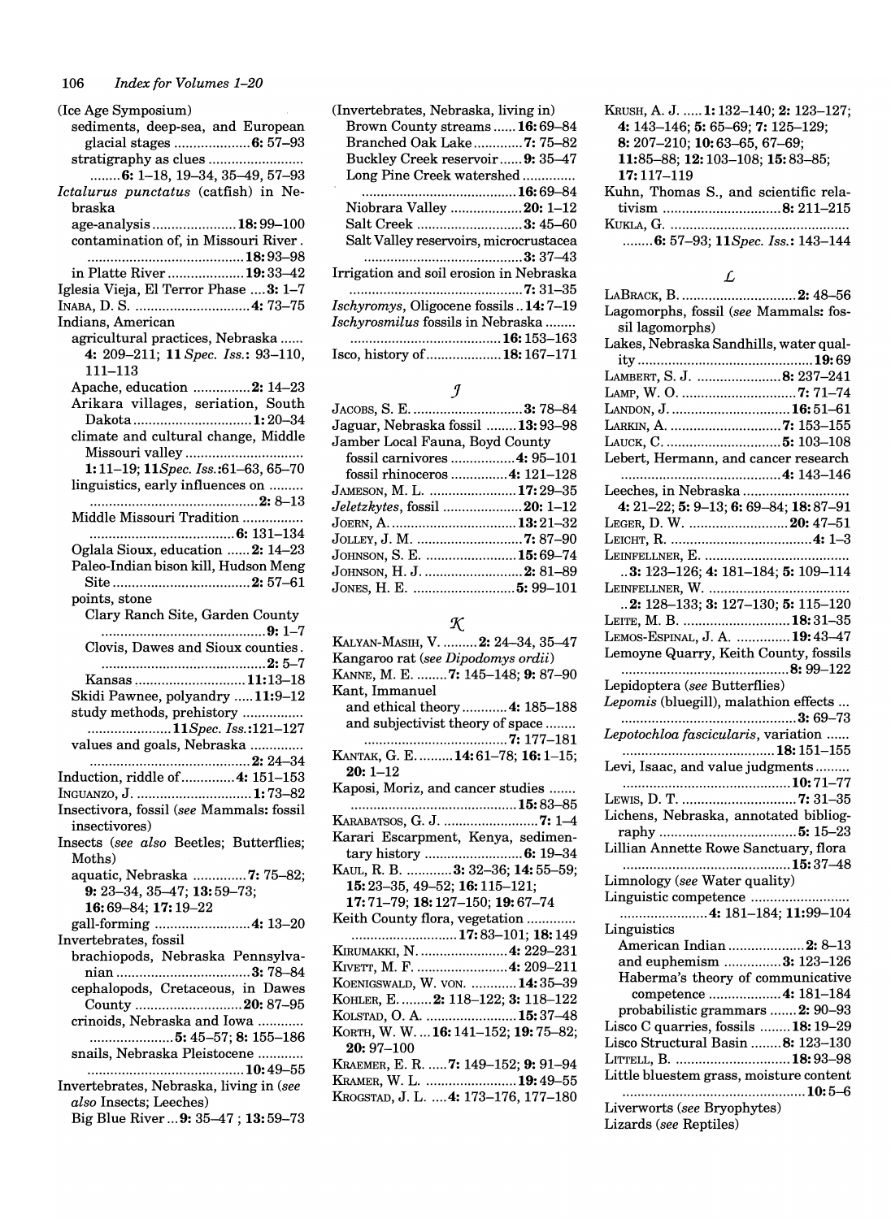(Ice Age Symposium)
- sediments, deep-sea, and European glacial stages .................... **6:** 57–93
- stratigraphy as clues ........................ **6:** 1–18, 19–34, 35–49, 57–93

*Ictalurus punctatus* (catfish) in Nebraska
- age-analysis ...................... **18:** 99–100
- contamination of, in Missouri River ........................................ **18:** 93–98
- in Platte River .................... **19:** 33–42

Iglesia Vieja, El Terror Phase .... **3:** 1–7

Inaba, D. S. .............................. **4:** 73–75

Indians, American
- agricultural practices, Nebraska ...... **4:** 209–211; **11** *Spec. Iss.*: 93–110, 111–113
- Apache, education .............. **2:** 14–23
- Arikara villages, seriation, South Dakota .............................. **1:** 20–34
- climate and cultural change, Middle Missouri valley .............................. **1:** 11–19; **11** *Spec. Iss.*:61–63, 65–70
- linguistics, early influences on ......... ........................................... **2:** 8–13
- Middle Missouri Tradition ................ ..................................... **6:** 131–134
- Oglala Sioux, education ...... **2:** 14–23
- Paleo-Indian bison kill, Hudson Meng Site .................................... **2:** 57–61
- points, stone
  - Clary Ranch Site, Garden County ........................................... **9:** 1–7
  - Clovis, Dawes and Sioux counties ........................................... **2:** 5–7
  - Kansas ............................. **11:** 13–18
- Skidi Pawnee, polyandry ..... **11:** 9–12
- study methods, prehistory ......................... **11** *Spec. Iss.*:121–127
- values and goals, Nebraska ............. ........................................... **2:** 24–34

Induction, riddle of ............. **4:** 151–153

Inguanzo, J. ............................. **1:** 73–82

Insectivora, fossil (*see* Mammals: fossil insectivores)

Insects (*see also* Beetles; Butterflies; Moths)
- aquatic, Nebraska ............. **7:** 75–82; **9:** 23–34, 35–47; **13:** 59–73; **16:** 69–84; **17:** 19–22
- gall-forming ......................... **4:** 13–20

Invertebrates, fossil
- brachiopods, Nebraska Pennsylvanian .................................. **3:** 78–84
- cephalopods, Cretaceous, in Dawes County ........................... **20:** 87–95
- crinoids, Nebraska and Iowa ........... ...................... **5:** 45–57; **8:** 155–186
- snails, Nebraska Pleistocene ........... ....................................... **10:** 49–55

Invertebrates, Nebraska, living in (*see also* Insects; Leeches)
- Big Blue River ... **9:** 35–47 ; **13:** 59–73

(Invertebrates, Nebraska, living in)
- Brown County streams ...... **16:** 69–84
- Branched Oak Lake ............ **7:** 75–82
- Buckley Creek reservoir ...... **9:** 35–47
- Long Pine Creek watershed ............. ....................................... **16:** 69–84
- Niobrara Valley ................... **20:** 1–12
- Salt Creek ........................... **3:** 45–60
- Salt Valley reservoirs, microcrustacea ........................................... **3:** 37–43

Irrigation and soil erosion in Nebraska ............................................. **7:** 31–35

*Ischyromys*, Oligocene fossils .. **14:** 7–19

*Ischyrosmilus* fossils in Nebraska ........ ....................................... **16:** 153–163

Isco, history of .................... **18:** 167–171

## J

Jacobs, S. E. ............................ **3:** 78–84

Jaguar, Nebraska fossil ........ **13:** 93–98

Jamber Local Fauna, Boyd County
- fossil carnivores ................. **4:** 95–101
- fossil rhinoceros .............. **4:** 121–128

Jameson, M. L. ...................... **17:** 29–35

*Jeletzkytes*, fossil .................... **20:** 1–12

Joern, A. ................................ **13:** 21–32

Jolley, J. M. ........................... **7:** 87–90

Johnson, S. E. ....................... **15:** 69–74

Johnson, H. J. .......................... **2:** 81–89

Jones, H. E. .......................... **5:** 99–101

## K

Kalyan-Masih, V. ......... **2:** 24–34, 35–47

Kangaroo rat (*see Dipodomys ordii*)

Kanne, M. E. ........ **7:** 145–148; **9:** 87–90

Kant, Immanuel
- and ethical theory ............ **4:** 185–188
- and subjectivist theory of space ........ ..................................... **7:** 177–181

Kantak, G. E. ......... **14:** 61–78; **16:** 1–15; **20:** 1–12

Kaposi, Moriz, and cancer studies ....... ....................................... **15:** 83–85

Karabatsos, G. J. ........................ **7:** 1–4

Karari Escarpment, Kenya, sedimentary history ......................... **6:** 19–34

Kaul, R. B. ............ **3:** 32–36; **14:** 55–59; **15:** 23–35, 49–52; **16:** 115–121; **17:** 71–79; **18:** 127–150; **19:** 67–74

Keith County flora, vegetation ............ .......................... **17:** 83–101; **18:** 149

Kirumakki, N. ....................... **4:** 229–231

Kivett, M. F. ....................... **4:** 209–211

Koenigswald, W. von. ........... **14:** 35–39

Kohler, E. ........ **2:** 118–122; **3:** 118–122

Kolstad, O. A. ...................... **15:** 37–48

Korth, W. W. ... **16:** 141–152; **19:** 75–82; **20:** 97–100

Kraemer, E. R. ..... **7:** 149–152; **9:** 91–94

Kramer, W. L. ....................... **19:** 49–55

Krogstad, J. L. .... **4:** 173–176, 177–180

Krush, A. J. ..... **1:** 132–140; **2:** 123–127; **4:** 143–146; **5:** 65–69; **7:** 125–129; **8:** 207–210; **10:** 63–65, 67–69; **11:**85–88; **12:** 103–108; **15:** 83–85; **17:** 117–119

Kuhn, Thomas S., and scientific relativism .............................. **8:** 211–215

Kukla, G. .............................................. ........**6:** 57–93; **11** *Spec. Iss.*: 143–144

## L

LaBrack, B. ............................. **2:** 48–56

Lagomorphs, fossil (*see* Mammals: fossil lagomorphs)

Lakes, Nebraska Sandhills, water quality ............................................. **19:** 69

Lambert, S. J. ...................... **8:** 237–241

Lamp, W. O. ............................. **7:** 71–74

Landon, J. ............................ **16:** 51–61

Larkin, A. ........................... **7:** 153–155

Lauck, C. ............................ **5:** 103–108

Lebert, Hermann, and cancer research ......................................... **4:** 143–146

Leeches, in Nebraska ........................... **4:** 21–22; **5:** 9–13; **6:** 69–84; **18:** 87–91

Leger, D. W. ......................... **20:** 47–51

Leicht, R. .................................... **4:** 1–3

Leinfellner, E. ..................................... ..**3:** 123–126; **4:** 181–184; **5:** 109–114

Leinfellner, W. ................................... ..**2:** 128–133; **3:** 127–130; **5:** 115–120

Leite, M. B. ........................... **18:** 31–35

Lemos-Espinal, J. A. ............. **19:** 43–47

Lemoyne Quarry, Keith County, fossils ........................................... **8:** 99–122

Lepidoptera (*see* Butterflies)

*Lepomis* (bluegill), malathion effects ... ............................................. **3:** 69–73

*Lepotochloa fascicularis*, variation ...... ....................................... **18:** 151–155

Levi, Isaac, and value judgments ......... ........................................... **10:** 71–77

Lewis, D. T. ............................ **7:** 31–35

Lichens, Nebraska, annotated bibliography ................................... **5:** 15–23

Lillian Annette Rowe Sanctuary, flora ........................................... **15:** 37–48

Limnology (*see* Water quality)

Linguistic competence ......................... ...................... **4:** 181–184; **11:**99–104

Linguistics
- American Indian ................... **2:** 8–13
- and euphemism ............... **3:** 123–126
- Haberma's theory of communicative competence ................... **4:** 181–184
- probabilistic grammars ....... **2:** 90–93

Lisco C quarries, fossils ........ **18:** 19–29

Lisco Structural Basin ........ **8:** 123–130

Littell, B. ............................. **18:** 93–98

Little bluestem grass, moisture content ............................................... **10:** 5–6

Liverworts (*see* Bryophytes)

Lizards (*see* Reptiles)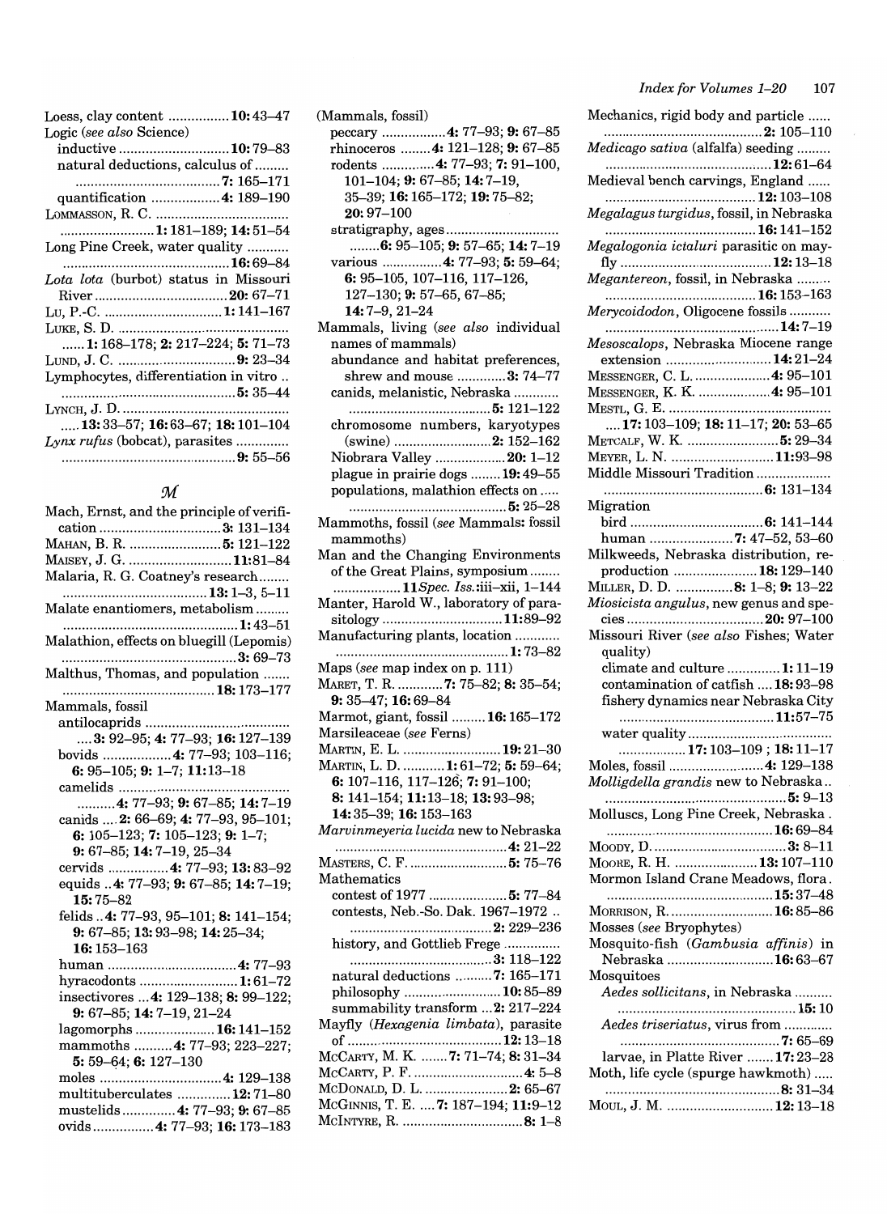Loess, clay content ................10: 43–47

Logic (*see also* Science)

inductive ............................10: 79–83

natural deductions, calculus of ......... ......................................7: 165–171

quantification ..................4: 189–190

LOMMASSON, R. C. ................................... .........................1: 181–189; 14: 51–54

Long Pine Creek, water quality ........... ............................................16: 69–84

*Lota lota* (burbot) status in Missouri River ..................................20: 67–71

LU, P.-C. ..............................1: 141–167

LUKE, S. D. ............................................ ......1: 168–178; 2: 217–224; 5: 71–73

LUND, J. C. ..............................9: 23–34

Lymphocytes, differentiation in vitro .. ..............................................5: 35–44

LYNCH, J. D. ........................................... .....13: 33–57; 16: 63–67; 18: 101–104

*Lynx rufus* (bobcat), parasites ............. ..............................................9: 55–56

## M

Mach, Ernst, and the principle of verification ................................3: 131–134

MAHAN, B. R. ........................5: 121–122

MAISEY, J. G. ...........................11: 81–84

Malaria, R. G. Coatney's research........ .....................................13: 1–3, 5–11

Malate enantiomers, metabolism ......... ..............................................1: 43–51

Malathion, effects on bluegill (Lepomis) ..............................................3: 69–73

Malthus, Thomas, and population ....... ........................................18: 173–177

Mammals, fossil

antilocaprids ...................................... ....3: 92–95; 4: 77–93; 16: 127–139

bovids ..................4: 77–93; 103–116; 6: 95–105; 9: 1–7; 11: 13–18

camelids ............................................. ..........4: 77–93; 9: 67–85; 14: 7–19

canids ....2: 66–69; 4: 77–93, 95–101; 6: 105–123; 7: 105–123; 9: 1–7; 9: 67–85; 14: 7–19, 25–34

cervids ................4: 77–93; 13: 83–92

equids ..4: 77–93; 9: 67–85; 14: 7–19; 15: 75–82

felids ..4: 77–93, 95–101; 8: 141–154; 9: 67–85; 13: 93–98; 14: 25–34; 16: 153–163

human ..................................4: 77–93

hyracodonts ..........................1: 61–72

insectivores ...4: 129–138; 8: 99–122; 9: 67–85; 14: 7–19, 21–24

lagomorphs .....................16: 141–152

mammoths ..........4: 77–93; 223–227; 5: 59–64; 6: 127–130

moles ................................4: 129–138

multituberculates ..............12: 71–80

mustelids..............4: 77–93; 9: 67–85

ovids................4: 77–93; 16: 173–183

(Mammals, fossil)

peccary .................4: 77–93; 9: 67–85

rhinoceros ........4: 121–128; 9: 67–85

rodents ..............4: 77–93; 7: 91–100, 101–104; 9: 67–85; 14: 7–19, 35–39; 16: 165–172; 19: 75–82; 20: 97–100

stratigraphy, ages............................. ........6: 95–105; 9: 57–65; 14: 7–19

various ................4: 77–93; 5: 59–64; 6: 95–105, 107–116, 117–126, 127–130; 9: 57–65, 67–85; 14: 7–9, 21–24

Mammals, living (*see also* individual names of mammals)

abundance and habitat preferences, shrew and mouse .............3: 74–77

canids, melanistic, Nebraska ............ .....................................5: 121–122

chromosome numbers, karyotypes (swine) ..........................2: 152–162

Niobrara Valley ..................20: 1–12

plague in prairie dogs ........19: 49–55

populations, malathion effects on ..... ..........................................5: 25–28

Mammoths, fossil (*see* Mammals: fossil mammoths)

Man and the Changing Environments of the Great Plains, symposium ........ .................11*Spec. Iss.*:iii–xii, 1–144

Manter, Harold W., laboratory of parasitology ................................11: 89–92

Manufacturing plants, location ........... ..............................................1: 73–82

Maps (*see* map index on p. 111)

MARET, T. R. ............7: 75–82; 8: 35–54; 9: 35–47; 16: 69–84

Marmot, giant, fossil .........16: 165–172

Marsileaceae (*see* Ferns)

MARTIN, E. L. ..........................19: 21–30

MARTIN, L. D. ...........1: 61–72; 5: 59–64; 6: 107–116, 117–126; 7: 91–100; 8: 141–154; 11: 13–18; 13: 93–98; 14: 35–39; 16: 153–163

*Marvinmeyeria lucida* new to Nebraska ..............................................4: 21–22

MASTERS, C. F. ..........................5: 75–76

Mathematics

contest of 1977 .....................5: 77–84

contests, Neb.-So. Dak. 1967–1972 .. .....................................2: 229–236

history, and Gottlieb Frege .............. .....................................3: 118–122

natural deductions ..........7: 165–171

philosophy ..........................10: 85–89

summability transform ...2: 217–224

Mayfly (*Hexagenia limbata*), parasite of .........................................12: 13–18

MCCARTY, M. K. .......7: 71–74; 8: 31–34

MCCARTY, P. F. ............................4: 5–8

MCDONALD, D. L. ......................2: 65–67

MCGINNIS, T. E. ....7: 187–194; 11: 9–12

MCINTYRE, R. ................................8: 1–8

Mechanics, rigid body and particle ...... .........................................2: 105–110

*Medicago sativa* (alfalfa) seeding ......... .............................................12: 61–64

Medieval bench carvings, England ...... .......................................12: 103–108

*Megalagus turgidus*, fossil, in Nebraska .......................................16: 141–152

*Megalogonia ictaluri* parasitic on mayfly .......................................12: 13–18

*Megantereon*, fossil, in Nebraska ......... .......................................16: 153–163

*Merycoidodon*, Oligocene fossils ........... ............................................14: 7–19

*Mesoscalops*, Nebraska Miocene range extension ............................14: 21–24

MESSENGER, C. L. ....................4: 95–101

MESSENGER, K. K. ...................4: 95–101

MESTL, G. E. ........................................... ....17: 103–109; 18: 11–17; 20: 53–65

METCALF, W. K. ........................5: 29–34

MEYER, L. N. ...........................11: 93–98

Middle Missouri Tradition .................... .........................................6: 131–134

Migration

bird ...................................6: 141–144

human ......................7: 47–52, 53–60

Milkweeds, Nebraska distribution, reproduction ......................18: 129–140

MILLER, D. D. ...............8: 1–8; 9: 13–22

*Miosicista angulus*, new genus and species ....................................20: 97–100

Missouri River (*see also* Fishes; Water quality)

climate and culture .............1: 11–19

contamination of catfish ....18: 93–98

fishery dynamics near Nebraska City .........................................11: 57–75

water quality..................................... .................17: 103–109 ; 18: 11–17

Moles, fossil .........................4: 129–138

*Molligdella grandis* new to Nebraska.. ..............................................5: 9–13

Molluscs, Long Pine Creek, Nebraska . ...........................................16: 69–84

MOODY, D. ..................................3: 8–11

MOORE, R. H. ......................13: 107–110

Mormon Island Crane Meadows, flora . ............................................15: 37–48

MORRISON, R. ...........................16: 85–86

Mosses (*see* Bryophytes)

Mosquito-fish (*Gambusia affinis*) in Nebraska ............................16: 63–67

Mosquitoes

*Aedes sollicitans*, in Nebraska .......... ..............................................15: 10

*Aedes triseriatus*, virus from ............ ..........................................7: 65–69

larvae, in Platte River .......17: 23–28

Moth, life cycle (spurge hawkmoth) ..... ............................................8: 31–34

MOUL, J. M. ............................12: 13–18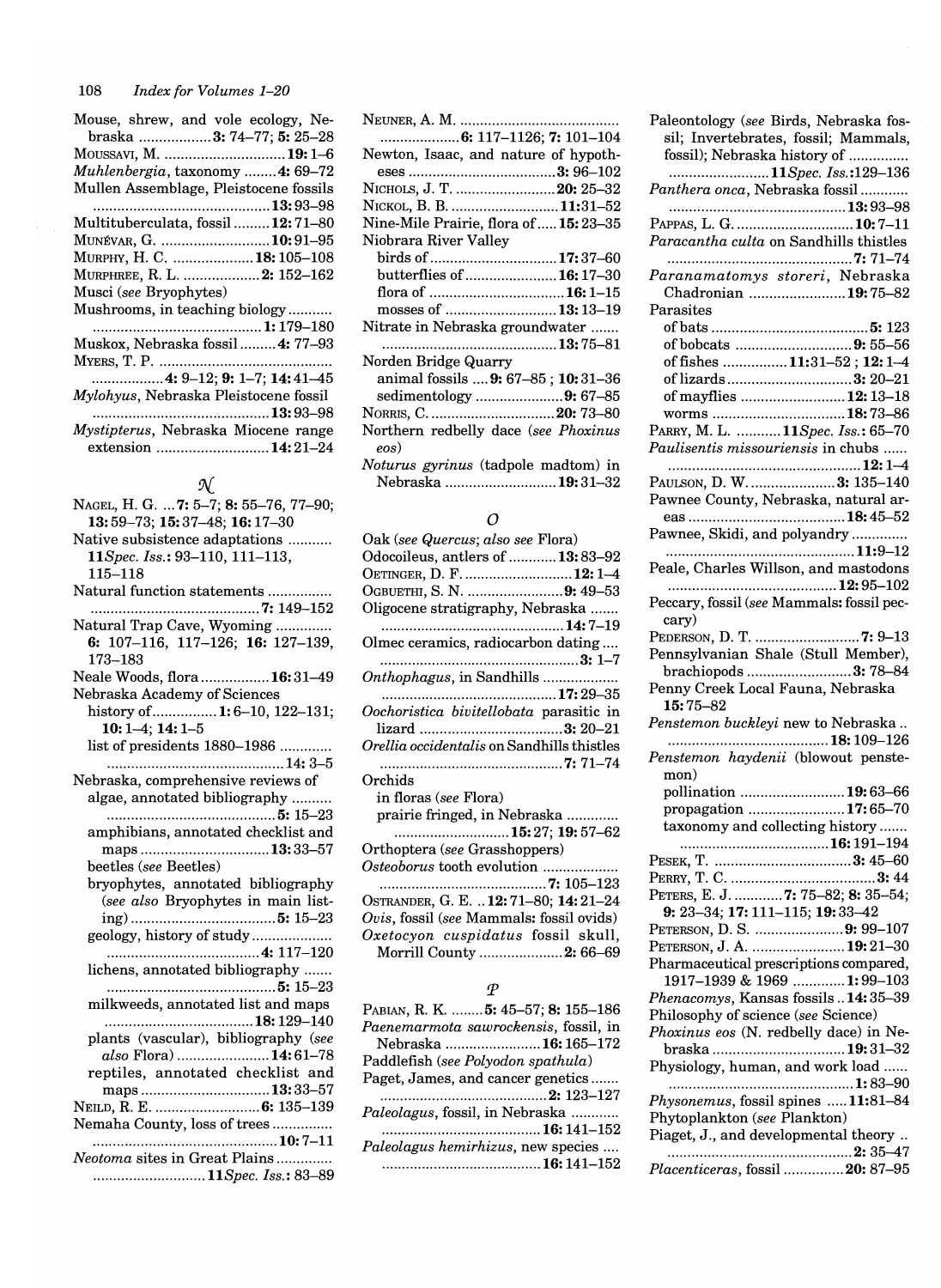Mouse, shrew, and vole ecology, Nebraska ..................**3**: 74–77; **5**: 25–28
MOUSSAVI, M. ..............................**19**: 1–6
*Muhlenbergia*, taxonomy ........**4**: 69–72
Mullen Assemblage, Pleistocene fossils ............................................**13**: 93–98
Multituberculata, fossil .........**12**: 71–80
MUNÉVAR, G. ...........................**10**: 91–95
MURPHY, H. C. ....................**18**: 105–108
MURPHREE, R. L. ...................**2**: 152–162
Musci (*see* Bryophytes)
Mushrooms, in teaching biology ........... .........................................**1**: 179–180
Muskox, Nebraska fossil .........**4**: 77–93
MYERS, T. P. ........................................... ..................**4**: 9–12; **9**: 1–7; **14**: 41–45
*Mylohyus*, Nebraska Pleistocene fossil ............................................**13**: 93–98
*Mystipterus*, Nebraska Miocene range extension ............................**14**: 21–24

## N

NAGEL, H. G. ...**7**: 5–7; **8**: 55–76, 77–90; **13**: 59–73; **15**: 37–48; **16**: 17–30
Native subsistence adaptations ........... **11***Spec. Iss.*: 93–110, 111–113, 115–118
Natural function statements ................ ..........................................**7**: 149–152
Natural Trap Cave, Wyoming .............. **6**: 107–116, 117–126; **16**: 127–139, 173–183
Neale Woods, flora .................**16**: 31–49
Nebraska Academy of Sciences
 history of ................**1**: 6–10, 122–131; **10**: 1–4; **14**: 1–5
 list of presidents 1880–1986 ............. ............................................**14**: 3–5
Nebraska, comprehensive reviews of
 algae, annotated bibliography .......... ..........................................**5**: 15–23
 amphibians, annotated checklist and maps ................................**13**: 33–57
 beetles (*see* Beetles)
 bryophytes, annotated bibliography (*see also* Bryophytes in main listing) ....................................**5**: 15–23
 geology, history of study .................... .....................................**4**: 117–120
 lichens, annotated bibliography ....... ..........................................**5**: 15–23
 milkweeds, annotated list and maps .....................................**18**: 129–140
 plants (vascular), bibliography (*see also* Flora) .......................**14**: 61–78
 reptiles, annotated checklist and maps ................................**13**: 33–57
NEILD, R. E. ..........................**6**: 135–139
Nemaha County, loss of trees .............. ..............................................**10**: 7–11
*Neotoma* sites in Great Plains ............. ............................**11***Spec. Iss.*: 83–89
NEUNER, A. M. ........................................ ....................**6**: 117–1126; **7**: 101–104
Newton, Isaac, and nature of hypotheses .....................................**3**: 96–102
NICHOLS, J. T. .........................**20**: 25–32
NICKOL, B. B. ..........................**11**:31–52
Nine-Mile Prairie, flora of .....**15**: 23–35
Niobrara River Valley
 birds of ................................**17**: 37–60
 butterflies of .......................**16**: 17–30
 flora of ..................................**16**: 1–15
 mosses of ...........................**13**: 13–19
Nitrate in Nebraska groundwater ....... ...........................................**13**: 75–81
Norden Bridge Quarry
 animal fossils ....**9**: 67–85 ; **10**: 31–36
 sedimentology ......................**9**: 67–85
NORRIS, C. ...............................**20**: 73–80
Northern redbelly dace (*see Phoxinus eos*)
*Noturus gyrinus* (tadpole madtom) in Nebraska ...........................**19**: 31–32

## O

Oak (*see Quercus*; *also see* Flora)
Odocoileus, antlers of ............**13**: 83–92
OETINGER, D. F. ..........................**12**: 1–4
OGBUETHI, S. N. ........................**9**: 49–53
Oligocene stratigraphy, Nebraska ...... ............................................**14**: 7–19
Olmec ceramics, radiocarbon dating .... ................................................**3**: 1–7
*Onthophagus*, in Sandhills .................. ...........................................**17**: 29–35
*Oochoristica bivitellobata* parasitic in lizard ....................................**3**: 20–21
*Orellia occidentalis* on Sandhills thistles .............................................**7**: 71–74
Orchids
 in floras (*see* Flora)
 prairie fringed, in Nebraska ............ ............................**15**: 27; **19**: 57–62
Orthoptera (*see* Grasshoppers)
*Osteoborus* tooth evolution .................. ..........................................**7**: 105–123
OSTRANDER, G. E. ..**12**: 71–80; **14**: 21–24
*Ovis*, fossil (*see* Mammals: fossil ovids)
*Oxetocyon cuspidatus* fossil skull, Morrill County .....................**2**: 66–69

## P

PABIAN, R. K. ........**5**: 45–57; **8**: 155–186
*Paenemarmota sawrockensis*, fossil, in Nebraska ........................**16**: 165–172
Paddlefish (*see Polyodon spathula*)
Paget, James, and cancer genetics ....... ..........................................**2**: 123–127
*Paleolagus*, fossil, in Nebraska ........... .......................................**16**: 141–152
*Paleolagus hemirhizus*, new species .... .......................................**16**: 141–152
Paleontology (*see* Birds, Nebraska fossil; Invertebrates, fossil; Mammals, fossil); Nebraska history of ............... .........................**11***Spec. Iss.*:129–136
*Panthera onca*, Nebraska fossil ........... ............................................**13**: 93–98
PAPPAS, L. G. ............................**10**: 7–11
*Paracantha culta* on Sandhills thistles ..............................................**7**: 71–74
*Paranamatomys storeri*, Nebraska Chadronian ........................**19**: 75–82
Parasites
 of bats ......................................**5**: 123
 of bobcats ............................**9**: 55–56
 of fishes ................**11**:31–52 ; **12**: 1–4
 of lizards ..............................**3**: 20–21
 of mayflies .........................**12**: 13–18
 worms .................................**18**: 73–86
PARRY, M. L. ...........**11***Spec. Iss.*: 65–70
*Paulisentis missouriensis* in chubs ...... ..............................................**12**: 1–4
PAULSON, D. W. .....................**3**: 135–140
Pawnee County, Nebraska, natural areas ......................................**18**: 45–52
Pawnee, Skidi, and polyandry ............. ..............................................**11**:9–12
Peale, Charles Willson, and mastodons .........................................**12**: 95–102
Peccary, fossil (*see* Mammals: fossil peccary)
PEDERSON, D. T. ..........................**7**: 9–13
Pennsylvanian Shale (Stull Member), brachiopods ..........................**3**: 78–84
Penny Creek Local Fauna, Nebraska **15**: 75–82
*Penstemon buckleyi* new to Nebraska .. .......................................**18**: 109–126
*Penstemon haydenii* (blowout penstemon)
 pollination ..........................**19**: 63–66
 propagation ........................**17**: 65–70
 taxonomy and collecting history ....... ....................................**16**: 191–194
PESEK, T. ..................................**3**: 45–60
PERRY, T. C. ....................................**3**: 44
PETERS, E. J. ............**7**: 75–82; **8**: 35–54; **9**: 23–34; **17**: 111–115; **19**: 33–42
PETERSON, D. S. ......................**9**: 99–107
PETERSON, J. A. .......................**19**: 21–30
Pharmaceutical prescriptions compared, 1917–1939 & 1969 .............**1**: 99–103
*Phenacomys*, Kansas fossils ..**14**: 35–39
Philosophy of science (*see* Science)
*Phoxinus eos* (N. redbelly dace) in Nebraska ................................**19**: 31–32
Physiology, human, and work load ...... ..............................................**1**: 83–90
*Physonemus*, fossil spines .....**11**:81–84
Phytoplankton (*see* Plankton)
Piaget, J., and developmental theory .. ..............................................**2**: 35–47
*Placenticeras*, fossil ..............**20**: 87–95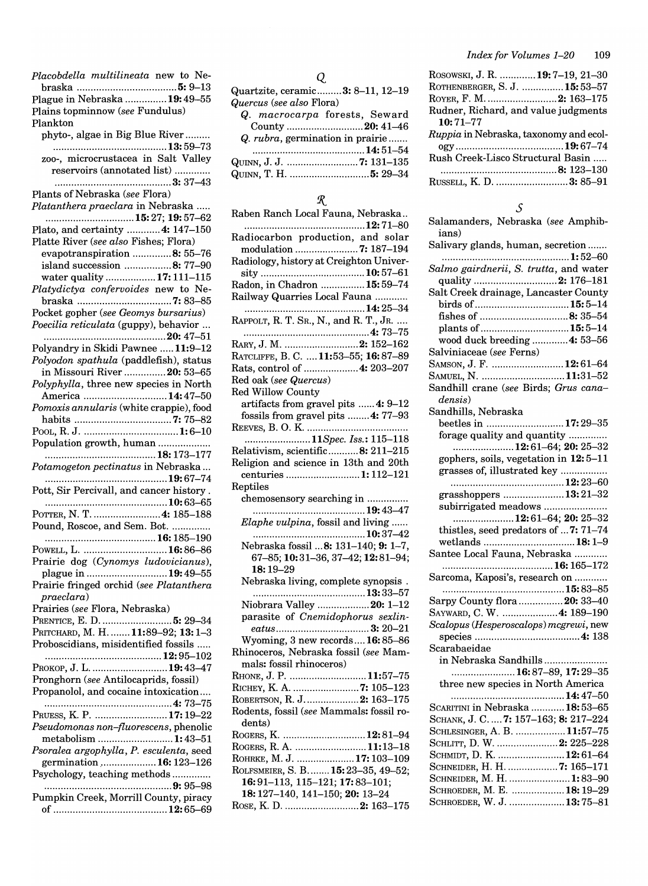*Placobdella multilineata* new to Nebraska ....................................**5:** 9–13
Plague in Nebraska ...............**19:** 49–55
Plains topminnow (*see* Fundulus)
Plankton
- phyto-, algae in Big Blue River .........................................................**13:** 59–73
- zoo-, microcrustacea in Salt Valley reservoirs (annotated list) .......................................................**3:** 37–43

Plants of Nebraska (*see* Flora)
*Platanthera praeclara* in Nebraska .....................................**15:** 27; **19:** 57–62
Plato, and certainty ............**4:** 147–150
Platte River (*see also* Fishes; Flora)
- evapotranspiration .............**8:** 55–76
- island succession ................**8:** 77–90
- water quality ..................**17:** 111–115

*Platydictya confervoides* new to Nebraska ..................................**8:** 83–85
Pocket gopher (*see Geomys bursarius*)
*Poecilia reticulata* (guppy), behavior ..............................................**20:** 47–51
Polyandry in Skidi Pawnee .....**11:** 9–12
*Polyodon spathula* (paddlefish), status in Missouri River ..............**20:** 53–65
*Polyphylla*, three new species in North America ..............................**14:** 47–50
*Pomoxis annularis* (white crappie), food habits ....................................**7:** 75–82
Pool, R. J. ..................................**1:** 6–10
Population growth, human ...........................................................**18:** 173–177
*Potamogeton pectinatus* in Nebraska ..............................................**19:** 67–74
Pott, Sir Percivall, and cancer history ..............................................**10:** 63–65
Potter, N. T. .........................**4:** 185–188
Pound, Roscoe, and Sem. Bot. ......................................................**16:** 185–190
Powell, L. ..............................**16:** 86–86
Prairie dog (*Cynomys ludovicianus*), plague in .............................**19:** 49–55
Prairie fringed orchid (*see Platanthera praeclara*)
Prairies (*see* Flora, Nebraska)
Prentice, E. D. .........................**5:** 29–34
Pritchard, M. H. ........**11:** 89–92; **13:** 1–3
Proboscidians, misidentified fossils ...........................................**12:** 95–102
Prokop, J. L. ...........................**19:** 43–47
Pronghorn (*see* Antilocaprids, fossil)
Propanolol, and cocaine intoxication..............................................**4:** 73–75
Pruess, K. P. ..........................**17:** 19–22
*Pseudomonas non-fluorescens*, phenolic metabolism ...........................**1:** 43–51
*Psoralea argophylla*, *P. esculenta*, seed germination ....................**16:** 123–126
Psychology, teaching methods ..............................................**9:** 95–98
Pumpkin Creek, Morrill County, piracy of ..........................................**12:** 65–69

## Q

Quartzite, ceramic.........**3:** 8–11, 12–19
*Quercus* (*see also* Flora)
- *Q. macrocarpa* forests, Seward County ............................**20:** 41–46
- *Q. rubra*, germination in prairie ..........................................**14:** 51–54

Quinn, J. J. ..........................**7:** 131–135
Quinn, T. H. ............................**5:** 29–34

## R

Raben Ranch Local Fauna, Nebraska.. ...........................................**12:** 71–80
Radiocarbon production, and solar modulation .......................**7:** 187–194
Radiology, history at Creighton University ......................................**10:** 57–61
Radon, in Chadron ................**15:** 59–74
Railway Quarries Local Fauna ............................................**14:** 25–34
Rappolt, R. T. Sr., N., and R. T., Jr. .... ..............................................**4:** 73–75
Rary, J. M. ...........................**2:** 152–162
Ratcliffe, B. C. ....**11:** 53–55; **16:** 87–89
Rats, control of ....................**4:** 203–207
Red oak (*see Quercus*)
Red Willow County
- artifacts from gravel pits ......**4:** 9–12
- fossils from gravel pits ........**4:** 77–93

Reeves, B. O. K. ........................................................**11** *Spec. Iss.*: 115–118
Relativism, scientific...........**8:** 211–215
Religion and science in 13th and 20th centuries ..........................**1:** 112–121
Reptiles
- chemosensory searching in ..........................................**19:** 43–47
- *Elaphe vulpina*, fossil and living ........................................**10:** 37–42
- Nebraska fossil ...**8:** 131–140; **9:** 1–7, 67–85; **10:** 31–36, 37–42; **12:** 81–94; **18:** 19–29
- Nebraska living, complete synopsis . ........................................**13:** 33–57
- Niobrara Valley ...................**20:** 1–12
- parasite of *Cnemidophorus sexlineatus*.................................**3:** 20–21
- Wyoming, 3 new records....**16:** 85–86

Rhinoceros, Nebraska fossil (*see* Mammals: fossil rhinoceros)
Rhone, J. P. ...........................**11:** 57–75
Richey, K. A. .........................**7:** 105–123
Robertson, R. J....................**2:** 163–175
Rodents, fossil (*see* Mammals: fossil rodents)
Rogers, K. .............................**12:** 81–94
Rogers, R. A. .........................**11:** 13–18
Rohrke, M. J. .....................**17:** 103–109
Rolfsmeier, S. B........**15:** 23–35, 49–52; **16:** 91–113, 115–121; **17:** 83–101; **18:** 127–140, 141–150; **20:** 13–24
Rose, K. D. ...........................**2:** 163–175
Rosowski, J. R. .............**19:** 7–19, 21–30
Rothenberger, S. J. ...............**15:** 53–57
Royer, F. M. ..........................**2:** 163–175
Rudner, Richard, and value judgments **10:** 71–77
*Ruppia* in Nebraska, taxonomy and ecology.......................................**19:** 67–74
Rush Creek-Lisco Structural Basin ..........................................**8:** 123–130
Russell, K. D. ..........................**3:** 85–91

## S

Salamanders, Nebraska (*see* Amphibians)
Salivary glands, human, secretion .............................................**1:** 52–60
*Salmo gairdnerii*, *S. trutta*, and water quality ..............................**2:** 176–181
Salt Creek drainage, Lancaster County
- birds of..................................**15:** 5–14
- fishes of ................................**8:** 35–54
- plants of................................**15:** 5–14
- wood duck breeding ............**4:** 53–56

Salviniaceae (*see* Ferns)
Samson, J. F. ..........................**12:** 61–64
Samuel, N. ..............................**11:** 31–52
Sandhill crane (*see* Birds; *Grus canadensis*)
Sandhills, Nebraska
- beetles in ...........................**17:** 29–35
- forage quality and quantity .......................**12:** 61–64; **20:** 25–32
- gophers, soils, vegetation in **12:** 5–11
- grasses of, illustrated key ..........................................**12:** 23–60
- grasshoppers ......................**13:** 21–32
- subirrigated meadows .......................**12:** 61–64; **20:** 25–32
- thistles, seed predators of ...**7:** 71–74
- wetlands ...............................**18:** 1–9

Santee Local Fauna, Nebraska ........................................**16:** 165–172
Sarcoma, Kaposi's, research on ............................................**15:** 83–85
Sarpy County flora................**20:** 33–40
Sayward, C. W. ....................**4:** 189–190
*Scalopus* (*Hesperoscalops*) *mcgrewi*, new species ......................................**4:** 138
Scarabaeidae
- in Nebraska Sandhills .......................**16:** 87–89, **17:** 29–35
- three new species in North America ........................................**14:** 47–50

Scaritini in Nebraska ............**18:** 53–65
Schank, J. C. ....**7:** 157–163; **8:** 217–224
Schlesinger, A. B. ..................**11:** 57–75
Schlitt, D. W. ......................**2:** 225–228
Schmidt, D. K. ........................**12:** 61–64
Schneider, H. H. ..................**7:** 165–171
Schneider, M. H. .......................**1:** 83–90
Schroeder, M. E. ...................**18:** 19–29
Schroeder, W. J. ....................**13:** 75–81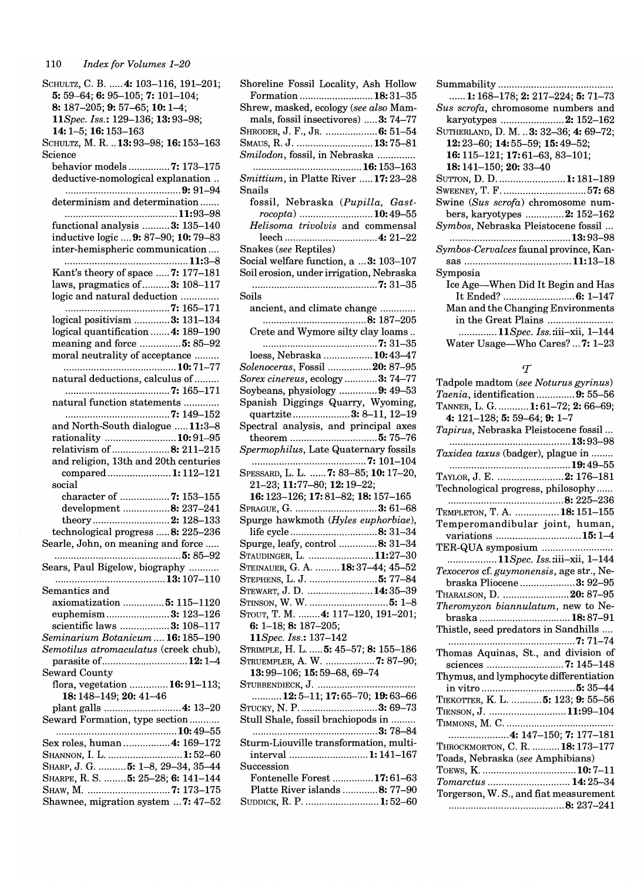SCHULTZ, C. B. ..... **4:** 103–116, 191–201; **5:** 59–64; **6:** 95–105; **7:** 101–104; **8:** 187–205; **9:** 57–65; **10:** 1–4; **11***Spec. Iss.*: 129–136; **13:** 93–98; **14:** 1–5; **16:** 153–163

SCHULTZ, M. R. .. **13:** 93–98; **16:** 153–163

Science
- behavior models ............... **7:** 173–175
- deductive-nomological explanation .. ........................................... **9:** 91–94
- determinism and determination ....... ........................................... **11:** 93–98
- functional analysis .......... **3:** 135–140
- inductive logic .... **9:** 87–90; **10:** 79–83
- inter-hemispheric communication .... ........................................... **11:** 3–8
- Kant's theory of space ..... **7:** 177–181
- laws, pragmatics of .......... **3:** 108–117
- logic and natural deduction ............. ........................................... **7:** 165–171
- logical positivism ............. **3:** 131–134
- logical quantification ....... **4:** 189–190
- meaning and force ............... **5:** 85–92
- moral neutrality of acceptance ......... ........................................... **10:** 71–77
- natural deductions, calculus of ......... ........................................... **7:** 165–171
- natural function statements ............ ........................................... **7:** 149–152
- and North-South dialogue ..... **11:** 3–8
- rationality ........................... **10:** 91–95
- relativism of ..................... **8:** 211–215
- and religion, 13th and 20th centuries compared ....................... **1:** 112–121
- social
  - character of .................. **7:** 153–155
  - development ................. **8:** 237–241
  - theory ............................ **2:** 128–133
- technological progress ..... **8:** 225–236

Searle, John, on meaning and force ..... ........................................... **5:** 85–92

Sears, Paul Bigelow, biography ........... ........................................... **13:** 107–110

Semantics and
- axiomatization ............... **5:** 115–1120
- euphemism ....................... **3:** 123–126
- scientific laws .................. **3:** 108–117

*Seminarium Botanicum* .... **16:** 185–190

*Semotilus atromaculatus* (creek chub), parasite of ............................... **12:** 1–4

Seward County
- flora, vegetation ............. **16:** 91–113; **18:** 148–149; **20:** 41–46
- plant galls ............................ **4:** 13–20

Seward Formation, type section ........... ........................................... **10:** 49–55

Sex roles, human ................ **4:** 169–172

SHANNON, I. L. ............................ **1:** 52–60

SHARP, J. G. .......... **5:** 1–8, 29–34, 35–44

SHARPE, R. S. ........ **5:** 25–28; **6:** 141–144

SHAW, M. ............................. **7:** 173–175

Shawnee, migration system ... **7:** 47–52

Shoreline Fossil Locality, Ash Hollow Formation ........................... **18:** 31–35

Shrew, masked, ecology (*see also* Mammals, fossil insectivores) ..... **3:** 74–77

SHRODER, J. F., JR. ................... **6:** 51–54

SMAUS, R. J. ............................ **13:** 75–81

*Smilodon*, fossil, in Nebraska ............. ........................................... **16:** 153–163

*Smittium*, in Platte River ..... **17:** 23–28

Snails
- fossil, Nebraska (*Pupilla, Gastrocopta*) ........................... **10:** 49–55
- *Helisoma trivolvis* and commensal leech .................................. **4:** 21–22

Snakes (*see* Reptiles)

Social welfare function, a ... **3:** 103–107

Soil erosion, under irrigation, Nebraska ........................................... **7:** 31–35

Soils
- ancient, and climate change ............ ........................................... **8:** 187–205
- Crete and Wymore silty clay loams .. ........................................... **7:** 31–35
- loess, Nebraska .................. **10:** 43–47

*Solenoceras*, Fossil ................ **20:** 87–95

*Sorex cinereus*, ecology ............ **3:** 74–77

Soybeans, physiology ............. **9:** 49–53

Spanish Diggings Quarry, Wyoming, quartzite ..................... **3:** 8–11, 12–19

Spectral analysis, and principal axes theorem ................................ **5:** 75–76

*Spermophilus*, Late Quaternary fossils ........................................... **7:** 101–104

SPESSARD, L. L. ...... **7:** 83–85; **10:** 17–20, 21–23; **11:** 77–80; **12:** 19–22; **16:** 123–126; **17:** 81–82; **18:** 157–165

SPRAGUE, G. .............................. **3:** 61–68

Spurge hawkmoth (*Hyles euphorbiae*), life cycle ................................ **8:** 31–34

Spurge, leafy, control .............. **8:** 31–34

STAUDINGER, L. ........................ **11:** 27–30

STEINAUER, G. A. ......... **18:** 37–44; 45–52

STEPHENS, L. J. .......................... **5:** 77–84

STEWART, J. D. ........................ **14:** 35–39

STINSON, W. W. ............................. **5:** 1–8

STOUT, T. M. ........ **4:** 117–120, 191–201; **6:** 1–18; **8:** 187–205; **11***Spec. Iss.*: 137–142

STRIMPLE, H. L. ..... **5:** 45–57; **8:** 155–186

STRUEMPLER, A. W. .................. **7:** 87–90; **13:** 99–106; **15:** 59–68, 69–74

STUBBENDIECK, J. .................................... ........... **12:** 5–11; **17:** 65–70; **19:** 63–66

STUCKY, N. P. ............................. **3:** 69–73

Stull Shale, fossil brachiopods in ......... ........................................... **3:** 78–84

Sturm-Liouville transformation, multi-interval ............................. **1:** 141–167

Succession
- Fontenelle Forest ............... **17:** 61–63
- Platte River islands ............. **8:** 77–90

SUDDICK, R. P. ............................ **1:** 52–60

Summability .......................................... ...... **1:** 168–178; **2:** 217–224; **5:** 71–73

*Sus scrofa*, chromosome numbers and karyotypes ....................... **2:** 152–162

SUTHERLAND, D. M. .. **3:** 32–36; **4:** 69–72; **12:** 23–60; **14:** 55–59; **15:** 49–52; **16:** 115–121; **17:** 61–63, 83–101; **18:** 141–150; **20:** 33–40

SUTTON, D. D. ........................ **1:** 181–189

SWEENEY, T. F. .............................. **57:** 68

Swine (*Sus scrofa*) chromosome numbers, karyotypes ............. **2:** 152–162

*Symbos*, Nebraska Pleistocene fossil ... ........................................... **13:** 93–98

*Symbos-Cervalces* faunal province, Kansas ....................................... **11:** 13–18

Symposia
- Ice Age—When Did It Begin and Has It Ended? .......................... **6:** 1–147
- Man and the Changing Environments in the Great Plains ........................ ............. **11***Spec. Iss.*:iii–xii, 1–144
- Water Usage—Who Cares? ... **7:** 1–23

## T

Tadpole madtom (*see Noturus gyrinus*)

*Taenia*, identification .............. **9:** 55–56

TANNER, L. G. ........... **1:** 61–72; **2:** 66–69; **4:** 121–128; **5:** 59–64; **9:** 1–7

*Tapirus*, Nebraska Pleistocene fossil ... ........................................... **13:** 93–98

*Taxidea taxus* (badger), plague in ........ ........................................... **19:** 49–55

TAYLOR, J. E. ........................ **2:** 176–181

Technological progress, philosophy ...... ........................................... **8:** 225–236

TEMPLETON, T. A. ................ **18:** 151–155

Temperomandibular joint, human, variations .............................. **15:** 1–4

TER-QUA symposium ......................... ................. **11***Spec. Iss.*:iii–xii, 1–144

*Texoceros* cf. *guymonensis*, age str., Nebraska Pliocene .................... **3:** 92–95

THARALSON, D. ........................ **20:** 87–95

*Theromyzon biannulatum*, new to Nebraska ................................ **18:** 87–91

Thistle, seed predators in Sandhills .... ........................................... **7:** 71–74

Thomas Aquinas, St., and division of sciences ........................... **7:** 145–148

Thymus, and lymphocyte differentiation in vitro .................................. **5:** 35–44

TIEKOTTER, K. L. ........... **5:** 123; **9:** 55–56

TIENSON, J. ........................... **11:** 99–104

TIMMONS, M. C. ...................................... ...................... **4:** 147–150; **7:** 177–181

THROCKMORTON, C. R. .......... **18:** 173–177

Toads, Nebraska (*see* Amphibians)

TOEWS, K. .................................. **10:** 7–11

*Tomarctus* .............................. **14:** 25–34

Torgerson, W. S., and fiat measurement ........................................... **8:** 237–241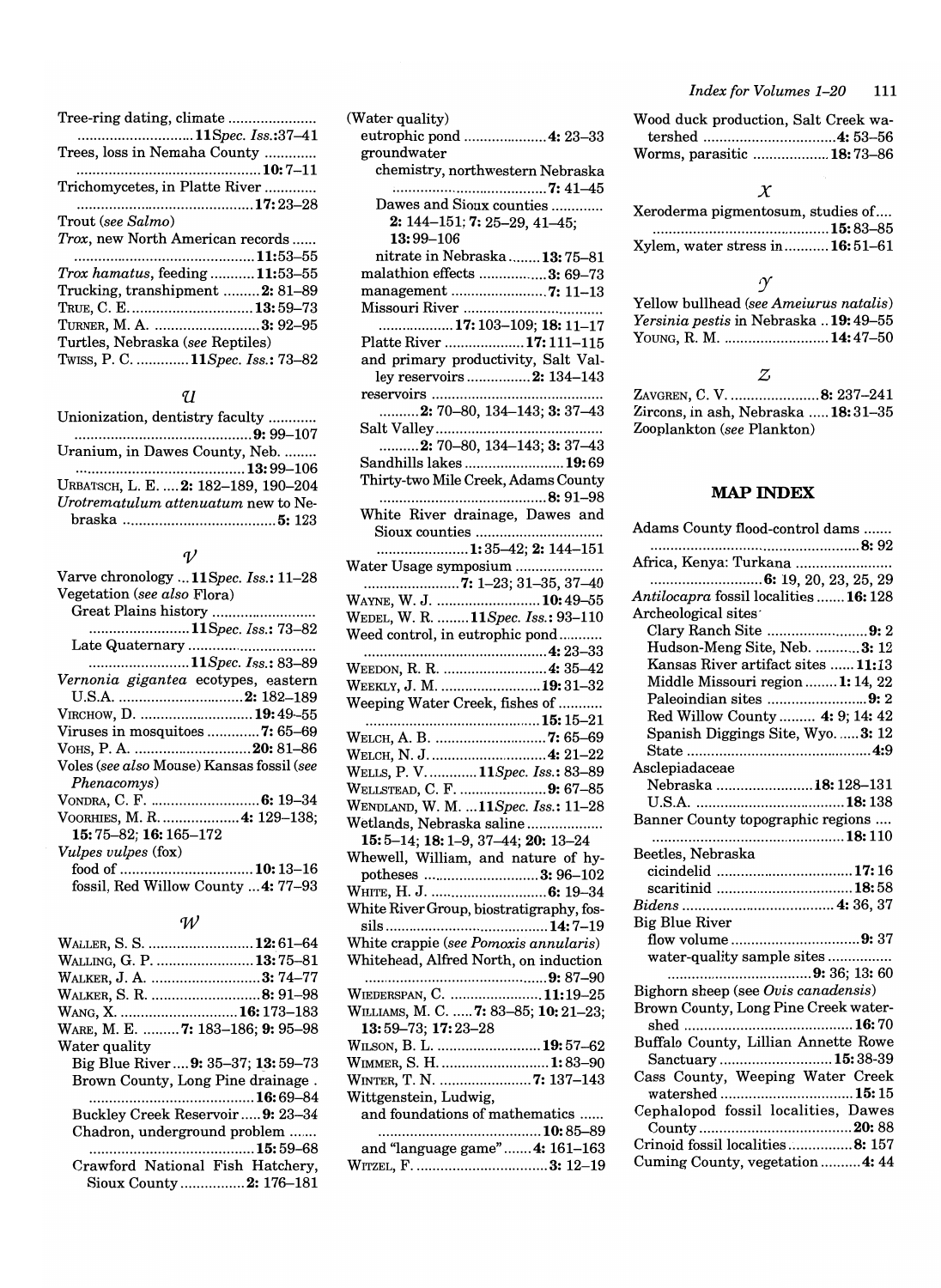Tree-ring dating, climate ........................ 11 *Spec. Iss.*: 37–41
Trees, loss in Nemaha County ............ 10: 7–11
Trichomycetes, in Platte River ............ 17: 23–28
Trout (*see Salmo*)
*Trox*, new North American records ...... 11: 53–55
*Trox hamatus*, feeding ........... 11: 53–55
Trucking, transhipment .........2: 81–89
TRUE, C. E. ............................13: 59–73
TURNER, M. A. .........................3: 92–95
Turtles, Nebraska (*see* Reptiles)
TWISS, P. C. .............11 *Spec. Iss.*: 73–82

## U

Unionization, dentistry faculty ............ 9: 99–107
Uranium, in Dawes County, Neb. ........ 13: 99–106
URBATSCH, L. E. ....2: 182–189, 190–204
*Urotrematulum attenuatum* new to Nebraska ........................................5: 123

## V

Varve chronology ...11 *Spec. Iss.*: 11–28
Vegetation (*see also* Flora)
- Great Plains history .......................... 11 *Spec. Iss.*: 73–82
- Late Quaternary ................................ 11 *Spec. Iss.*: 83–89

*Vernonia gigantea* ecotypes, eastern U.S.A. ...................................2: 182–189
VIRCHOW, D. ...........................19: 49–55
Viruses in mosquitoes ............7: 65–69
VOHS, P. A. ............................20: 81–86
Voles (*see also* Mouse) Kansas fossil (*see Phenacomys*)
VONDRA, C. F. ..........................6: 19–34
VOORHIES, M. R. ...................4: 129–138; 15: 75–82; 16: 165–172
*Vulpes vulpes* (fox)
- food of .................................10: 13–16
- fossil, Red Willow County ...4: 77–93

## W

WALLER, S. S. .........................12: 61–64
WALLING, G. P. ........................13: 75–81
WALKER, J. A. ...........................3: 74–77
WALKER, S. R. ...........................8: 91–98
WANG, X. ..............................16: 173–183
WARE, M. E. .........7: 183–186; 9: 95–98
Water quality
- Big Blue River ....9: 35–37; 13: 59–73
- Brown County, Long Pine drainage . ............................................16: 69–84
- Buckley Creek Reservoir .....9: 23–34
- Chadron, underground problem ....... ............................................15: 59–68
- Crawford National Fish Hatchery, Sioux County ................2: 176–181

(Water quality)
- eutrophic pond .....................4: 23–33
- groundwater
  - chemistry, northwestern Nebraska ............................................7: 41–45
  - Dawes and Sioux counties ............ 2: 144–151; 7: 25–29, 41–45; 13: 99–106
  - nitrate in Nebraska ........13: 75–81
- malathion effects .................3: 69–73
- management ........................7: 11–13
- Missouri River ................................... ..................17: 103–109; 18: 11–17
- Platte River ....................17: 111–115
- and primary productivity, Salt Valley reservoirs ................2: 134–143
- reservoirs ........................................... ..........2: 70–80, 134–143; 3: 37–43
- Salt Valley.......................................... ..........2: 70–80, 134–143; 3: 37–43
- Sandhills lakes .........................19: 69
- Thirty-two Mile Creek, Adams County ............................................8: 91–98
- White River drainage, Dawes and Sioux counties ................................ .......................1: 35–42; 2: 144–151

Water Usage symposium ..................... .......................7: 1–23; 31–35, 37–40
WAYNE, W. J. ..........................10: 49–55
WEDEL, W. R. ........11 *Spec. Iss.*: 93–110
Weed control, in eutrophic pond........... ..............................................4: 23–33
WEEDON, R. R. ..........................4: 35–42
WEEKLY, J. M. .........................19: 31–32
Weeping Water Creek, fishes of ........... ............................................15: 15–21
WELCH, A. B. ............................7: 65–69
WELCH, N. J. .............................4: 21–22
WELLS, P. V. ............11 *Spec. Iss.*: 83–89
WELLSTEAD, C. F. ......................9: 67–85
WENDLAND, W. M. ...11 *Spec. Iss.*: 11–28
Wetlands, Nebraska saline ................... 15: 5–14; 18: 1–9, 37–44; 20: 13–24
Whewell, William, and nature of hypotheses ...............................3: 96–102
WHITE, H. J. .............................6: 19–34
White River Group, biostratigraphy, fossils ........................................14: 7–19
White crappie (*see Pomoxis annularis*)
Whitehead, Alfred North, on induction ..............................................9: 87–90
WIEDERSPAN, C. .......................11: 19–25
WILLIAMS, M. C. .....7: 83–85; 10: 21–23; 13: 59–73; 17: 23–28
WILSON, B. L. ..........................19: 57–62
WIMMER, S. H. ...........................1: 83–90
WINTER, T. N. .......................7: 137–143
Wittgenstein, Ludwig,
- and foundations of mathematics ...... ............................................10: 85–89
- and "language game" .......4: 161–163

WITZEL, F. ................................3: 12–19

Wood duck production, Salt Creek watershed .................................4: 53–56
Worms, parasitic ...................18: 73–86

## X

Xeroderma pigmentosum, studies of.... ............................................15: 83–85
Xylem, water stress in...........16: 51–61

## Y

Yellow bullhead (*see Ameiurus natalis*)
*Yersinia pestis* in Nebraska ..19: 49–55
YOUNG, R. M. ..........................14: 47–50

## Z

ZAVGREN, C. V. ......................8: 237–241
Zircons, in ash, Nebraska .....18: 31–35
Zooplankton (*see* Plankton)

## MAP INDEX

Adams County flood-control dams ....... ...................................................8: 92
Africa, Kenya: Turkana ........................ ............................6: 19, 20, 23, 25, 29
*Antilocapra* fossil localities .......16: 128
Archeological sites
- Clary Ranch Site ...........................9: 2
- Hudson-Meng Site, Neb. ...........3: 12
- Kansas River artifact sites ......11: 13
- Middle Missouri region ........1: 14, 22
- Paleoindian sites .........................9: 2
- Red Willow County ......... 4: 9; 14: 42
- Spanish Diggings Site, Wyo. .....3: 12
- State ..............................................4: 9

Asclepiadaceae
- Nebraska ........................18: 128–131
- U.S.A. .....................................18: 138

Banner County topographic regions .... ................................................18: 110
Beetles, Nebraska
- cicindelid ...................................17: 16
- scaritinid ..................................18: 58

*Bidens* .....................................4: 36, 37
Big Blue River
- flow volume ................................9: 37
- water-quality sample sites ................ ....................................9: 36; 13: 60

Bighorn sheep (see *Ovis canadensis*)
Brown County, Long Pine Creek watershed ..........................................16: 70
Buffalo County, Lillian Annette Rowe Sanctuary ............................15: 38-39
Cass County, Weeping Water Creek watershed .................................15: 15
Cephalopod fossil localities, Dawes County .......................................20: 88
Crinoid fossil localities................8: 157
Cuming County, vegetation ..........4: 44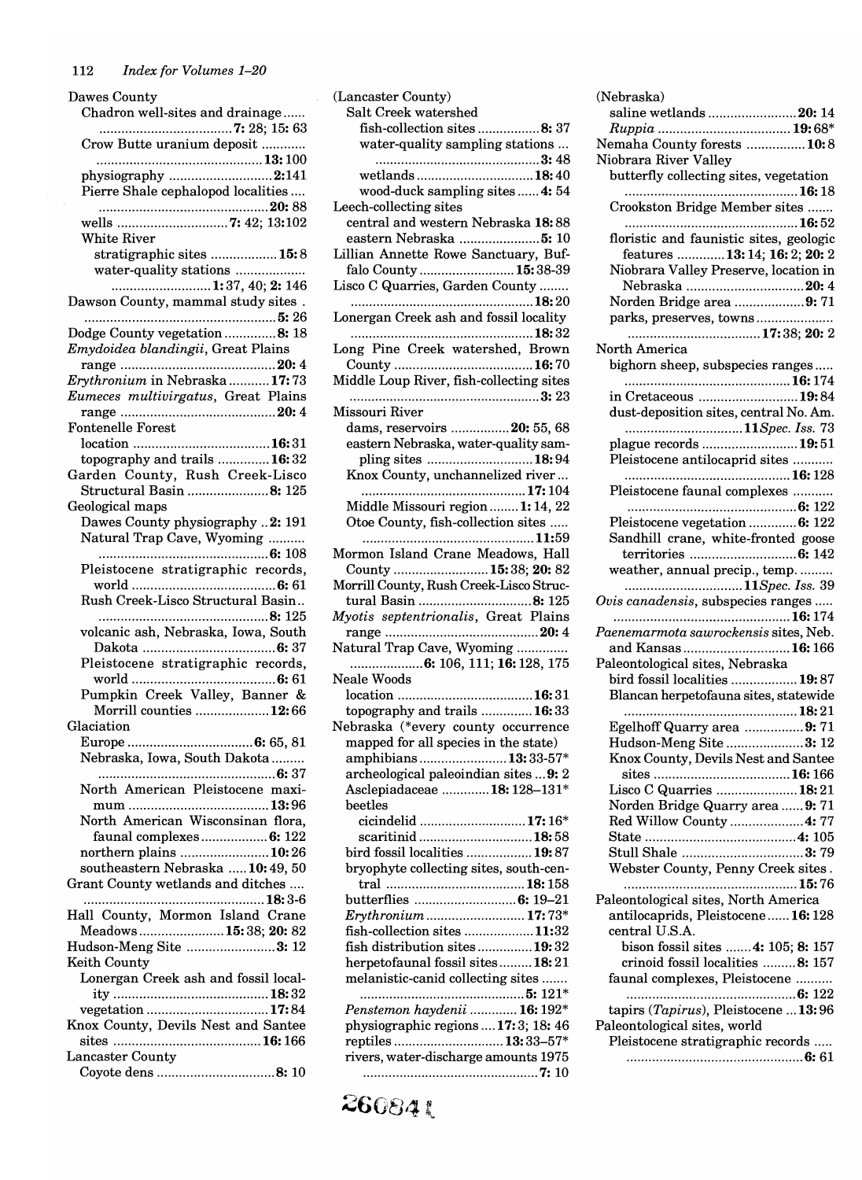Dawes County
  Chadron well-sites and drainage ...... **7:** 28; 15: 63
  Crow Butte uranium deposit ........... **13:** 100
  physiography ........................... **2:** 141
  Pierre Shale cephalopod localities .... **20:** 88
  wells ............................ **7:** 42; 13:102
  White River
    stratigraphic sites .................. **15:** 8
    water-quality stations .................. **1:** 37, 40; **2:** 146
Dawson County, mammal study sites . ................................................ **5:** 26
Dodge County vegetation ............... **8:** 18
*Emydoidea blandingii*, Great Plains range ......................................... **20:** 4
*Erythronium* in Nebraska ........... **17:** 73
*Eumeces multivirgatus*, Great Plains range ......................................... **20:** 4
Fontenelle Forest
  location .................................... **16:** 31
  topography and trails ............. **16:** 32
Garden County, Rush Creek-Lisco Structural Basin ...................... **8:** 125
Geological maps
  Dawes County physiography .. **2:** 191
  Natural Trap Cave, Wyoming .......... ............................................ **6:** 108
  Pleistocene stratigraphic records, world ....................................... **6:** 61
  Rush Creek-Lisco Structural Basin.. ............................................ **8:** 125
  volcanic ash, Nebraska, Iowa, South Dakota .................................... **6:** 37
  Pleistocene stratigraphic records, world ....................................... **6:** 61
  Pumpkin Creek Valley, Banner & Morrill counties ..................... **12:** 66
Glaciation
  Europe ................................. **6:** 65, 81
  Nebraska, Iowa, South Dakota ......... ............................................ **6:** 37
  North American Pleistocene maximum ......................................... **13:** 96
  North American Wisconsinan flora, faunal complexes .................. **6:** 122
  northern plains ........................ **10:** 26
  southeastern Nebraska ..... **10:** 49, 50
Grant County wetlands and ditches .... .............................................. **18:** 3-6
Hall County, Mormon Island Crane Meadows ....................... **15:** 38; **20:** 82
Hudson-Meng Site ........................ **3:** 12
Keith County
  Lonergan Creek ash and fossil locality ......................................... **18:** 32
  vegetation ................................ **17:** 84
Knox County, Devils Nest and Santee sites ........................................ **16:** 166
Lancaster County
  Coyote dens ............................... **8:** 10

(Lancaster County)
  Salt Creek watershed
    fish-collection sites ................. **8:** 37
    water-quality sampling stations ... ............................................ **3:** 48
    wetlands ............................... **18:** 40
    wood-duck sampling sites ...... **4:** 54
Leech-collecting sites
  central and western Nebraska **18:** 88
  eastern Nebraska ...................... **5:** 10
Lillian Annette Rowe Sanctuary, Buffalo County ......................... **15:** 38-39
Lisco C Quarries, Garden County ........ ................................................ **18:** 20
Lonergan Creek ash and fossil locality ................................................ **18:** 32
Long Pine Creek watershed, Brown County ....................................... **16:** 70
Middle Loup River, fish-collecting sites ................................................ **3:** 23
Missouri River
  dams, reservoirs ................ **20:** 55, 68
  eastern Nebraska, water-quality sampling sites ............................. **18:** 94
  Knox County, unchanneled river ... ............................................ **17:** 104
  Middle Missouri region ........ **1:** 14, 22
  Otoe County, fish-collection sites ..... ............................................ **11:** 59
Mormon Island Crane Meadows, Hall County ......................... **15:** 38; **20:** 82
Morrill County, Rush Creek-Lisco Structural Basin ............................. **8:** 125
*Myotis septentrionalis*, Great Plains range ......................................... **20:** 4
Natural Trap Cave, Wyoming ............. ................... **6:** 106, 111; **16:** 128, 175
Neale Woods
  location .................................... **16:** 31
  topography and trails ............. **16:** 33
Nebraska (*every county occurrence mapped for all species in the state)
  amphibians ........................ **13:** 33-57*
  archeological paleoindian sites ... **9:** 2
  Asclepiadaceae ............ **18:** 128–131*
  beetles
    cicindelid ............................. **17:** 16*
    scaritinid ............................... **18:** 58
  bird fossil localities .................. **19:** 87
  bryophyte collecting sites, south-central ........................................ **18:** 158
  butterflies ........................... **6:** 19–21
  *Erythronium* ........................... **17:** 73*
  fish-collection sites .................. **11:** 32
  fish distribution sites ............... **19:** 32
  herpetofaunal fossil sites ......... **18:** 21
  melanistic-canid collecting sites ....... ............................................ **5:** 121*
  *Penstemon haydenii* ............. **16:** 192*
  physiographic regions .... **17:** 3; 18: 46
  reptiles ............................. **13:** 33–57*
  rivers, water-discharge amounts 1975 ............................................ **7:** 10

(Nebraska)
  saline wetlands ........................ **20:** 14
  *Ruppia* ................................... **19:** 68*
Nemaha County forests ................ **10:** 8
Niobrara River Valley
  butterfly collecting sites, vegetation ............................................ **16:** 18
  Crookston Bridge Member sites ....... ............................................ **16:** 52
  floristic and faunistic sites, geologic features ............. **13:** 14; **16:** 2; **20:** 2
  Niobrara Valley Preserve, location in Nebraska ................................ **20:** 4
  Norden Bridge area ................... **9:** 71
  parks, preserves, towns ..................... ................................... **17:** 38; **20:** 2
North America
  bighorn sheep, subspecies ranges ..... ............................................ **16:** 174
  in Cretaceous .......................... **19:** 84
  dust-deposition sites, central No. Am. ............................... **11** *Spec. Iss.* 73
  plague records ......................... **19:** 51
  Pleistocene antilocaprid sites ........... ............................................ **16:** 128
  Pleistocene faunal complexes .......... ............................................ **6:** 122
  Pleistocene vegetation ............ **6:** 122
  Sandhill crane, white-fronted goose territories ............................. **6:** 142
  weather, annual precip., temp. ......... ............................... **11** *Spec. Iss.* 39
*Ovis canadensis*, subspecies ranges ..... ................................................ **16:** 174
*Paenemarmota sawrockensis* sites, Neb. and Kansas ............................ **16:** 166
Paleontological sites, Nebraska
  bird fossil localities ................. **19:** 87
  Blancan herpetofauna sites, statewide ............................................ **18:** 21
  Egelhoff Quarry area ................ **9:** 71
  Hudson-Meng Site ..................... **3:** 12
  Knox County, Devils Nest and Santee sites .................................... **16:** 166
  Lisco C Quarries ...................... **18:** 21
  Norden Bridge Quarry area ...... **9:** 71
  Red Willow County .................... **4:** 77
  State ......................................... **4:** 105
  Stull Shale ................................. **3:** 79
  Webster County, Penny Creek sites . ............................................ **15:** 76
Paleontological sites, North America
  antilocaprids, Pleistocene ...... **16:** 128
  central U.S.A.
    bison fossil sites ....... **4:** 105; **8:** 157
    crinoid fossil localities ......... **8:** 157
  faunal complexes, Pleistocene .......... ............................................ **6:** 122
  tapirs (*Tapirus*), Pleistocene ... **13:** 96
Paleontological sites, world
  Pleistocene stratigraphic records ..... ............................................ **6:** 61

260841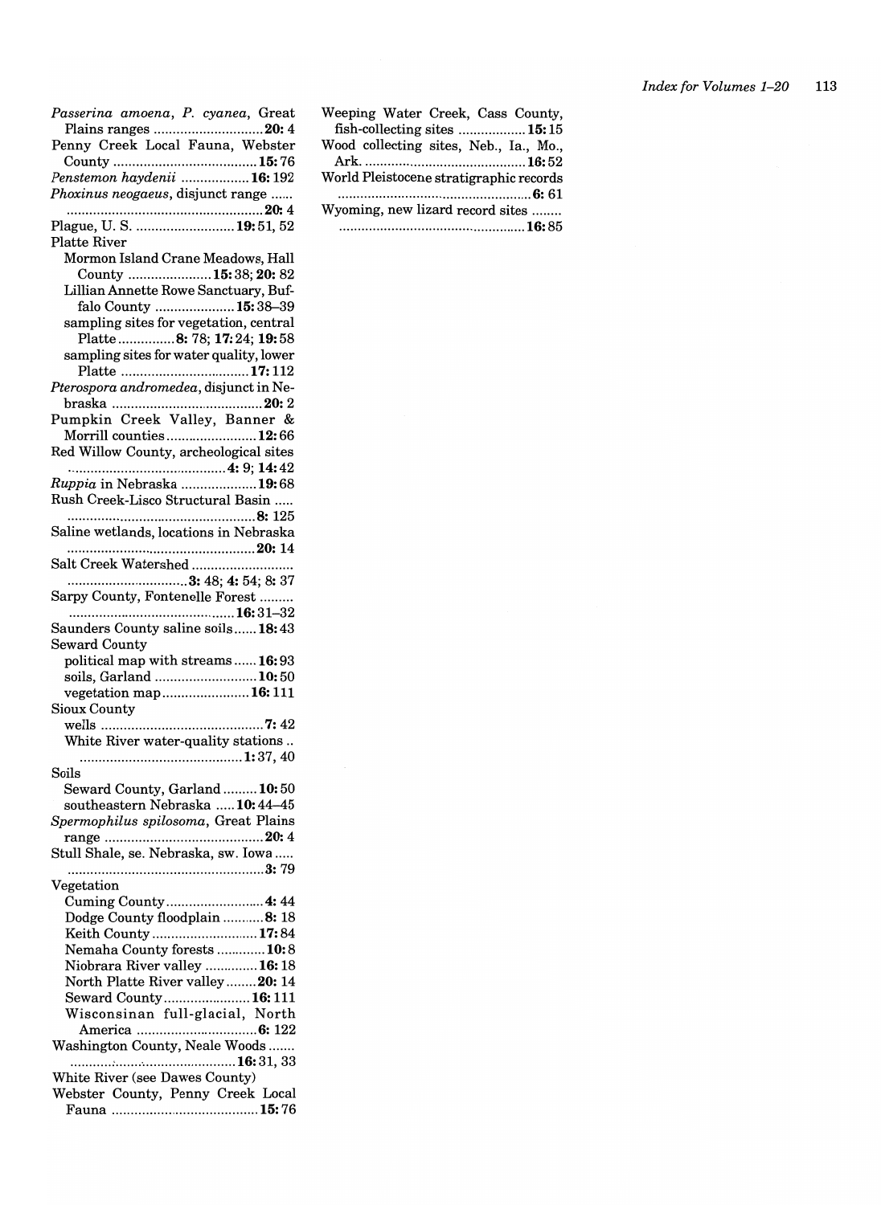*Passerina amoena*, *P. cyanea*, Great Plains ranges ............................ **20:** 4

Penny Creek Local Fauna, Webster County ...................................... **15:** 76

*Penstemon haydenii* .................. **16:** 192

*Phoxinus neogaeus*, disjunct range ...... .................................................... **20:** 4

Plague, U. S. .......................... **19:** 51, 52

Platte River

- Mormon Island Crane Meadows, Hall County ...................... **15:** 38; **20:** 82
- Lillian Annette Rowe Sanctuary, Buffalo County ..................... **15:** 38–39
- sampling sites for vegetation, central Platte ............... **8:** 78; **17:** 24; **19:** 58
- sampling sites for water quality, lower Platte .................................. **17:** 112

*Pterospora andromedea*, disjunct in Nebraska ........................................ **20:** 2

Pumpkin Creek Valley, Banner & Morrill counties ........................ **12:** 66

Red Willow County, archeological sites ........................................... **4:** 9; **14:** 42

*Ruppia* in Nebraska .................... **19:** 68

Rush Creek-Lisco Structural Basin ..... .................................................. **8:** 125

Saline wetlands, locations in Nebraska ................................................ **20:** 14

Salt Creek Watershed ........................... ................................ **3:** 48; **4:** 54; 8: 37

Sarpy County, Fontenelle Forest ......... ........................................... **16:** 31–32

Saunders County saline soils ...... **18:** 43

Seward County

- political map with streams ...... **16:** 93
- soils, Garland ........................... **10:** 50
- vegetation map ....................... **16:** 111

Sioux County

- wells ........................................... **7:** 42
- White River water-quality stations .. ........................................... **1:** 37, 40

Soils

- Seward County, Garland ......... **10:** 50
- southeastern Nebraska ..... **10:** 44–45

*Spermophilus spilosoma*, Great Plains range .......................................... **20:** 4

Stull Shale, se. Nebraska, sw. Iowa ..... .................................................... **3:** 79

Vegetation

- Cuming County .......................... **4:** 44
- Dodge County floodplain ........... **8:** 18
- Keith County ............................ **17:** 84
- Nemaha County forests ............ **10:** 8
- Niobrara River valley .............. **16:** 18
- North Platte River valley ........ **20:** 14
- Seward County ....................... **16:** 111
- Wisconsinan full-glacial, North America ................................ **6:** 122

Washington County, Neale Woods ....... ........................................... **16:** 31, 33

White River (see Dawes County)

Webster County, Penny Creek Local Fauna ....................................... **15:** 76

Weeping Water Creek, Cass County, fish-collecting sites .................. **15:** 15

Wood collecting sites, Neb., Ia., Mo., Ark. ............................................ **16:** 52

World Pleistocene stratigraphic records ...................................................... **6:** 61

Wyoming, new lizard record sites ........ ................................................ **16:** 85